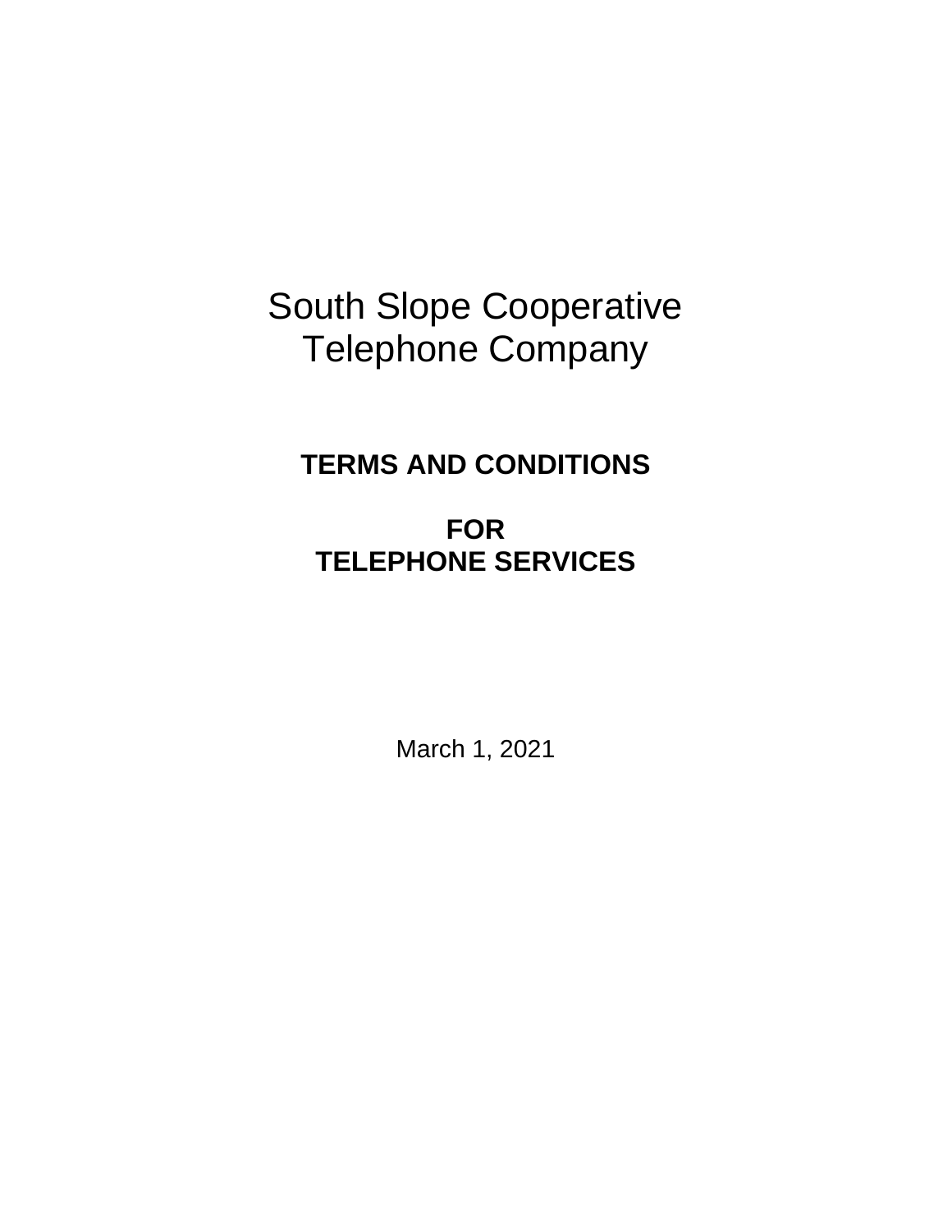# South Slope Cooperative Telephone Company

## TERMS AND CONDITIONS

## FOR TELEPHONE SERVICES

March 1, 2021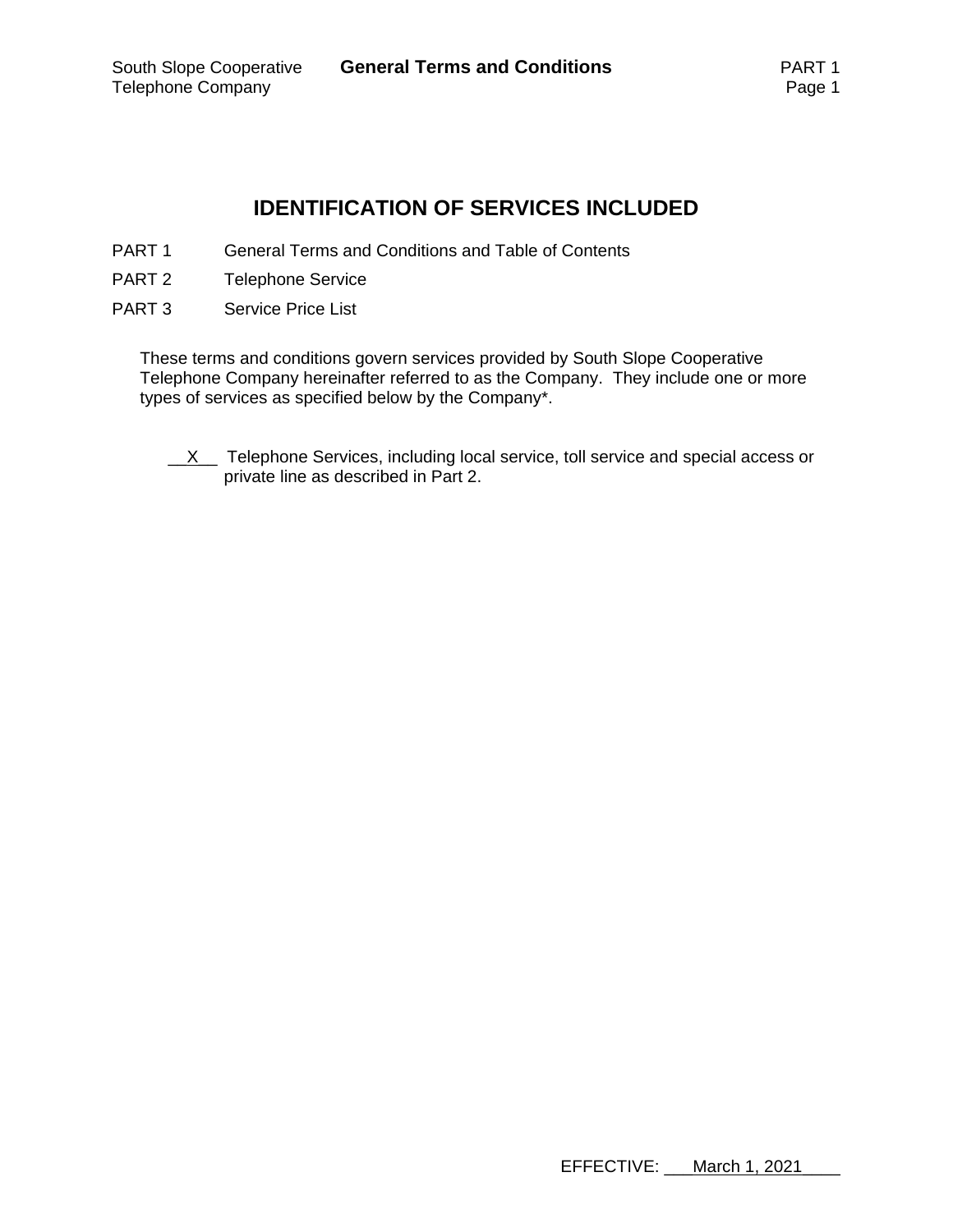# IDENTIFICATION OF SERVICES INCLUDED

PART 1 General Terms and Conditions and Table of Contents

PART 2 Telephone Service

PART 3 Service Price List

These terms and conditions govern services provided by South Slope Cooperative Telephone Company hereinafter referred to as the Company. They include one or more types of services as specified below by the Company*.

__X__ Telephone Services, including local service, toll service and special access or private line as described in Part 2.

EFFECTIVE: ___March 1, 2021____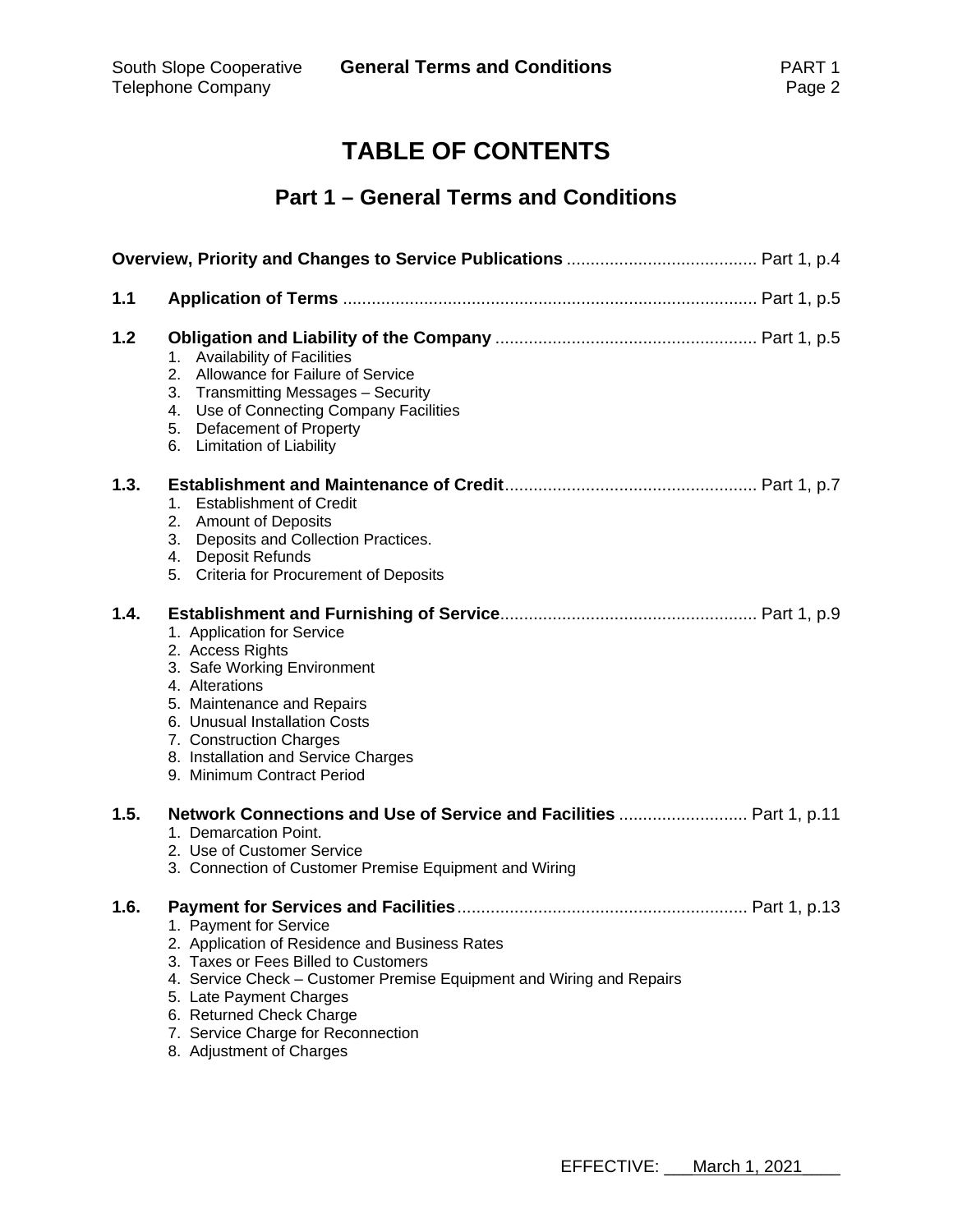# TABLE OF CONTENTS

## Part 1 – General Terms and Conditions

**Overview, Priority and Changes to Service Publications** ........................................ Part 1, p.4

**1.1 Application of Terms** ........................................................................................ Part 1, p.5

**1.2 Obligation and Liability of the Company** ....................................................... Part 1, p.5

1. Availability of Facilities
2. Allowance for Failure of Service
3. Transmitting Messages – Security
4. Use of Connecting Company Facilities
5. Defacement of Property
6. Limitation of Liability

**1.3. Establishment and Maintenance of Credit** ..................................................... Part 1, p.7

1. Establishment of Credit
2. Amount of Deposits
3. Deposits and Collection Practices.
4. Deposit Refunds
5. Criteria for Procurement of Deposits

**1.4. Establishment and Furnishing of Service** ...................................................... Part 1, p.9

1. Application for Service
2. Access Rights
3. Safe Working Environment
4. Alterations
5. Maintenance and Repairs
6. Unusual Installation Costs
7. Construction Charges
8. Installation and Service Charges
9. Minimum Contract Period

**1.5. Network Connections and Use of Service and Facilities** ........................... Part 1, p.11

1. Demarcation Point.
2. Use of Customer Service
3. Connection of Customer Premise Equipment and Wiring

**1.6. Payment for Services and Facilities** ............................................................. Part 1, p.13

1. Payment for Service
2. Application of Residence and Business Rates
3. Taxes or Fees Billed to Customers
4. Service Check – Customer Premise Equipment and Wiring and Repairs
5. Late Payment Charges
6. Returned Check Charge
7. Service Charge for Reconnection
8. Adjustment of Charges

EFFECTIVE: March 1, 2021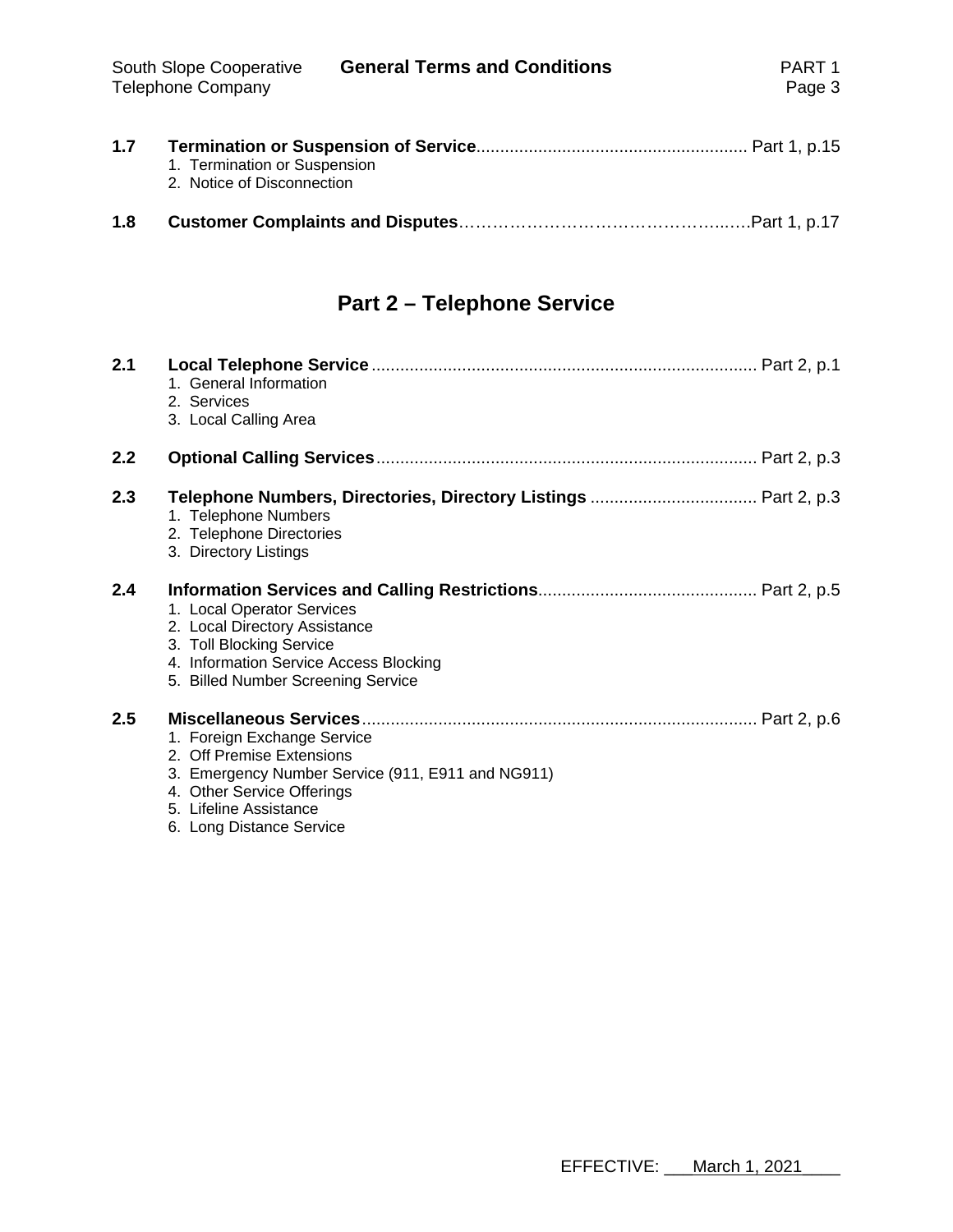**1.7 Termination or Suspension of Service** ........................................................ Part 1, p.15

1. Termination or Suspension
2. Notice of Disconnection

**1.8 Customer Complaints and Disputes** …………………………………………..….Part 1, p.17

## Part 2 – Telephone Service

**2.1 Local Telephone Service** ................................................................................ Part 2, p.1

1. General Information
2. Services
3. Local Calling Area

**2.2 Optional Calling Services** ............................................................................... Part 2, p.3

**2.3 Telephone Numbers, Directories, Directory Listings** ................................... Part 2, p.3

1. Telephone Numbers
2. Telephone Directories
3. Directory Listings

**2.4 Information Services and Calling Restrictions** ............................................. Part 2, p.5

1. Local Operator Services
2. Local Directory Assistance
3. Toll Blocking Service
4. Information Service Access Blocking
5. Billed Number Screening Service

**2.5 Miscellaneous Services** .................................................................................. Part 2, p.6

1. Foreign Exchange Service
2. Off Premise Extensions
3. Emergency Number Service (911, E911 and NG911)
4. Other Service Offerings
5. Lifeline Assistance
6. Long Distance Service

EFFECTIVE: March 1, 2021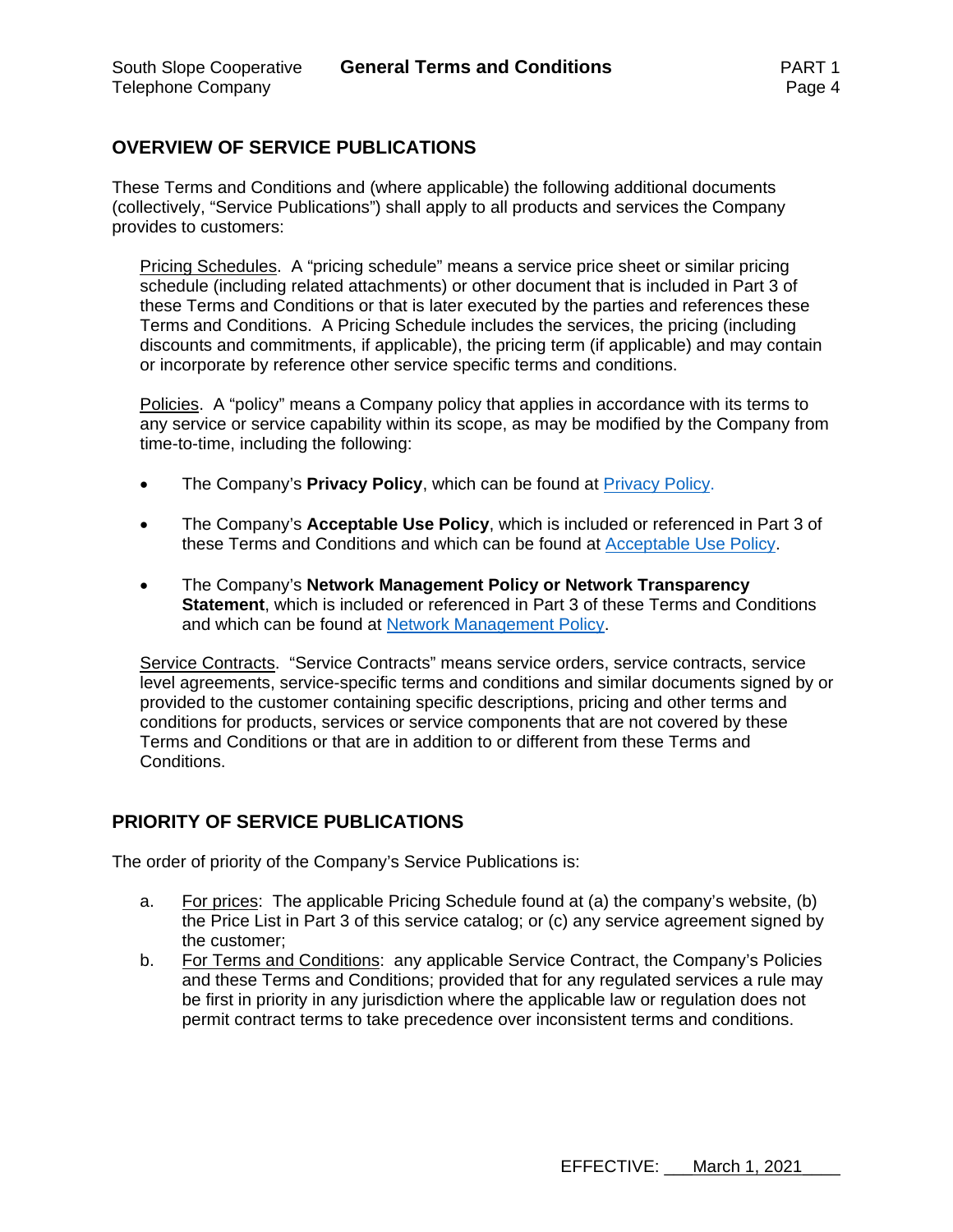## OVERVIEW OF SERVICE PUBLICATIONS

These Terms and Conditions and (where applicable) the following additional documents (collectively, "Service Publications") shall apply to all products and services the Company provides to customers:

Pricing Schedules. A "pricing schedule" means a service price sheet or similar pricing schedule (including related attachments) or other document that is included in Part 3 of these Terms and Conditions or that is later executed by the parties and references these Terms and Conditions. A Pricing Schedule includes the services, the pricing (including discounts and commitments, if applicable), the pricing term (if applicable) and may contain or incorporate by reference other service specific terms and conditions.

Policies. A "policy" means a Company policy that applies in accordance with its terms to any service or service capability within its scope, as may be modified by the Company from time-to-time, including the following:

- The Company's **Privacy Policy**, which can be found at Privacy Policy.
- The Company's **Acceptable Use Policy**, which is included or referenced in Part 3 of these Terms and Conditions and which can be found at Acceptable Use Policy.
- The Company's **Network Management Policy or Network Transparency Statement**, which is included or referenced in Part 3 of these Terms and Conditions and which can be found at Network Management Policy.

Service Contracts. "Service Contracts" means service orders, service contracts, service level agreements, service-specific terms and conditions and similar documents signed by or provided to the customer containing specific descriptions, pricing and other terms and conditions for products, services or service components that are not covered by these Terms and Conditions or that are in addition to or different from these Terms and Conditions.

## PRIORITY OF SERVICE PUBLICATIONS

The order of priority of the Company's Service Publications is:

a. For prices: The applicable Pricing Schedule found at (a) the company's website, (b) the Price List in Part 3 of this service catalog; or (c) any service agreement signed by the customer;
b. For Terms and Conditions: any applicable Service Contract, the Company's Policies and these Terms and Conditions; provided that for any regulated services a rule may be first in priority in any jurisdiction where the applicable law or regulation does not permit contract terms to take precedence over inconsistent terms and conditions.

EFFECTIVE: March 1, 2021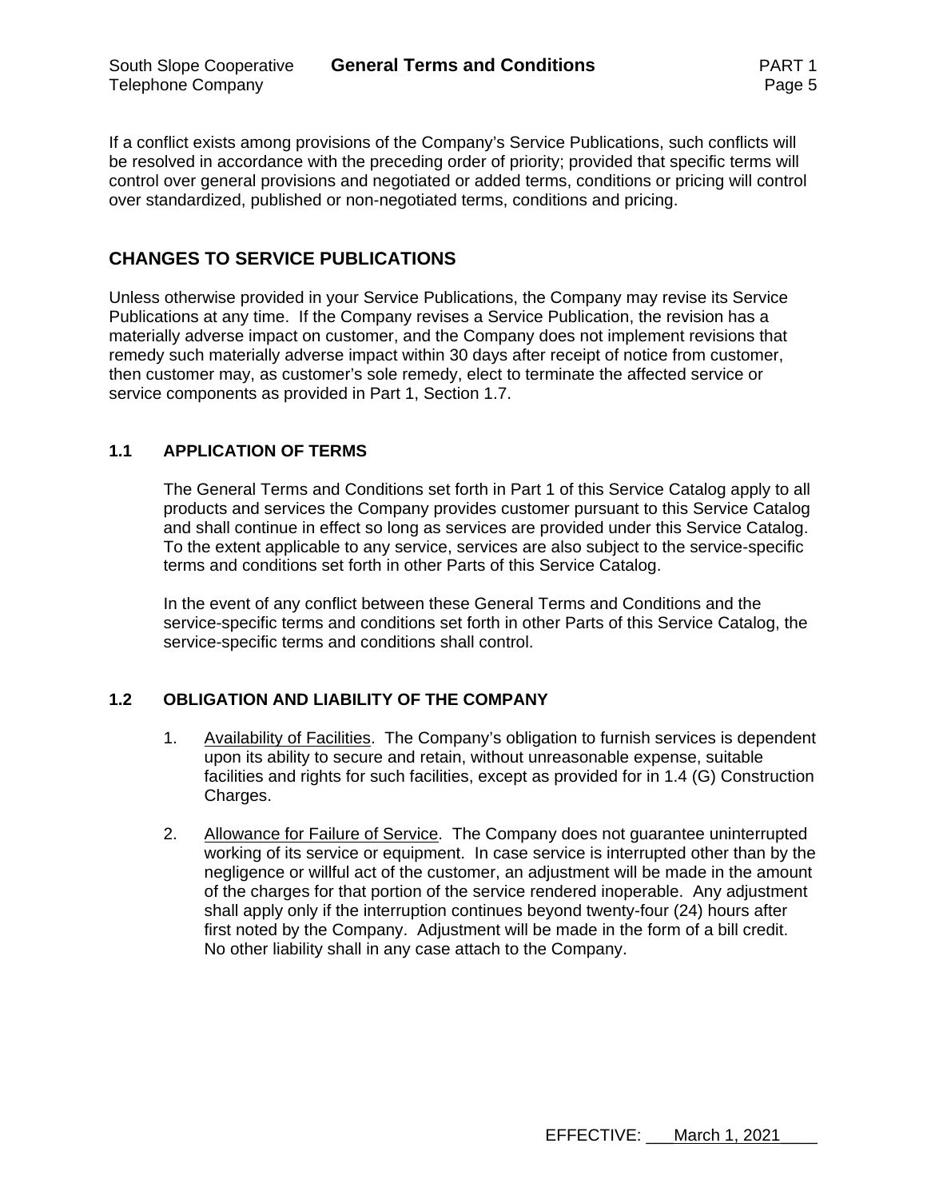If a conflict exists among provisions of the Company's Service Publications, such conflicts will be resolved in accordance with the preceding order of priority; provided that specific terms will control over general provisions and negotiated or added terms, conditions or pricing will control over standardized, published or non-negotiated terms, conditions and pricing.

## CHANGES TO SERVICE PUBLICATIONS

Unless otherwise provided in your Service Publications, the Company may revise its Service Publications at any time. If the Company revises a Service Publication, the revision has a materially adverse impact on customer, and the Company does not implement revisions that remedy such materially adverse impact within 30 days after receipt of notice from customer, then customer may, as customer's sole remedy, elect to terminate the affected service or service components as provided in Part 1, Section 1.7.

### 1.1 APPLICATION OF TERMS

The General Terms and Conditions set forth in Part 1 of this Service Catalog apply to all products and services the Company provides customer pursuant to this Service Catalog and shall continue in effect so long as services are provided under this Service Catalog. To the extent applicable to any service, services are also subject to the service-specific terms and conditions set forth in other Parts of this Service Catalog.

In the event of any conflict between these General Terms and Conditions and the service-specific terms and conditions set forth in other Parts of this Service Catalog, the service-specific terms and conditions shall control.

### 1.2 OBLIGATION AND LIABILITY OF THE COMPANY

1. Availability of Facilities. The Company's obligation to furnish services is dependent upon its ability to secure and retain, without unreasonable expense, suitable facilities and rights for such facilities, except as provided for in 1.4 (G) Construction Charges.

2. Allowance for Failure of Service. The Company does not guarantee uninterrupted working of its service or equipment. In case service is interrupted other than by the negligence or willful act of the customer, an adjustment will be made in the amount of the charges for that portion of the service rendered inoperable. Any adjustment shall apply only if the interruption continues beyond twenty-four (24) hours after first noted by the Company. Adjustment will be made in the form of a bill credit. No other liability shall in any case attach to the Company.

EFFECTIVE: March 1, 2021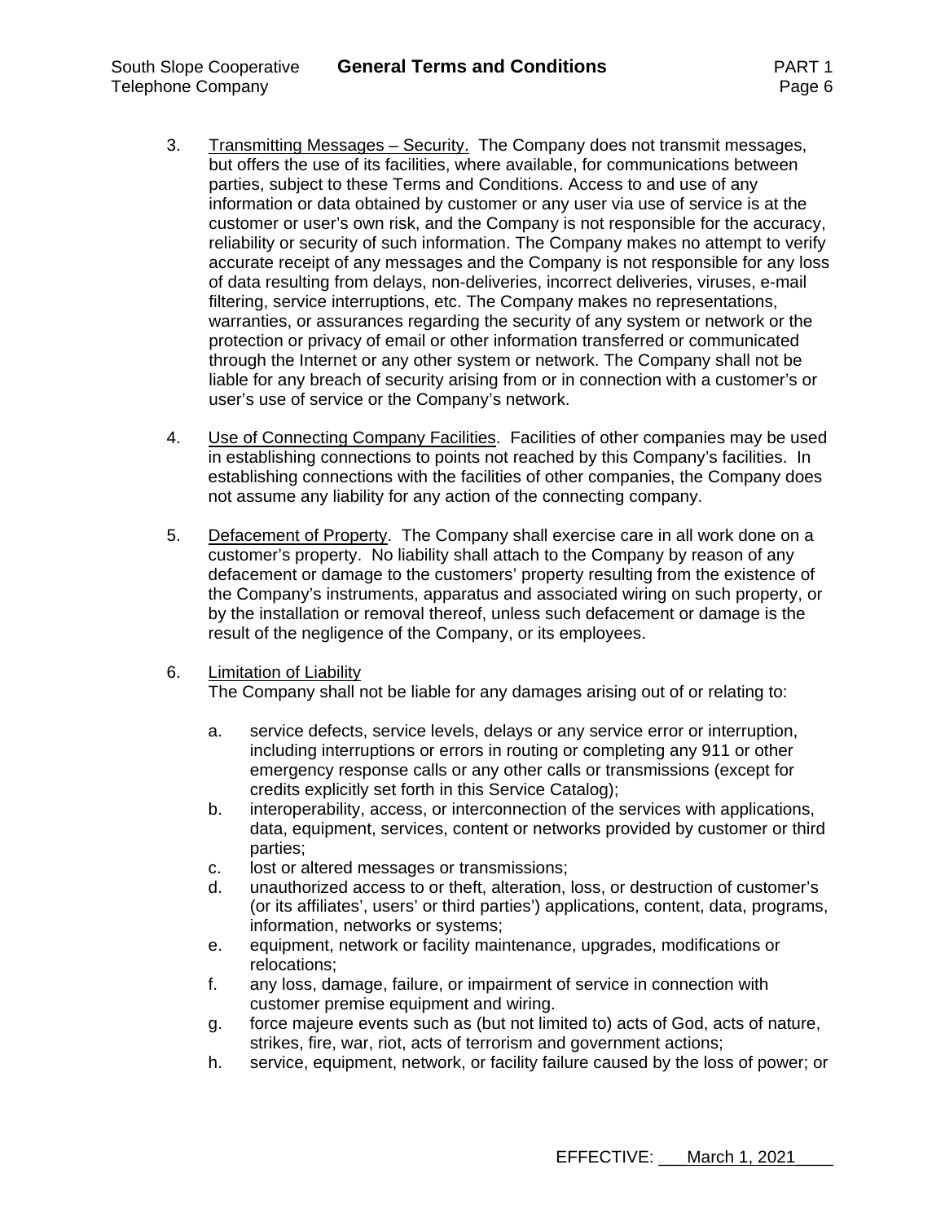3. Transmitting Messages – Security. The Company does not transmit messages, but offers the use of its facilities, where available, for communications between parties, subject to these Terms and Conditions. Access to and use of any information or data obtained by customer or any user via use of service is at the customer or user's own risk, and the Company is not responsible for the accuracy, reliability or security of such information. The Company makes no attempt to verify accurate receipt of any messages and the Company is not responsible for any loss of data resulting from delays, non-deliveries, incorrect deliveries, viruses, e-mail filtering, service interruptions, etc. The Company makes no representations, warranties, or assurances regarding the security of any system or network or the protection or privacy of email or other information transferred or communicated through the Internet or any other system or network. The Company shall not be liable for any breach of security arising from or in connection with a customer's or user's use of service or the Company's network.

4. Use of Connecting Company Facilities. Facilities of other companies may be used in establishing connections to points not reached by this Company's facilities. In establishing connections with the facilities of other companies, the Company does not assume any liability for any action of the connecting company.

5. Defacement of Property. The Company shall exercise care in all work done on a customer's property. No liability shall attach to the Company by reason of any defacement or damage to the customers' property resulting from the existence of the Company's instruments, apparatus and associated wiring on such property, or by the installation or removal thereof, unless such defacement or damage is the result of the negligence of the Company, or its employees.

6. Limitation of Liability
   The Company shall not be liable for any damages arising out of or relating to:

   a. service defects, service levels, delays or any service error or interruption, including interruptions or errors in routing or completing any 911 or other emergency response calls or any other calls or transmissions (except for credits explicitly set forth in this Service Catalog);
   b. interoperability, access, or interconnection of the services with applications, data, equipment, services, content or networks provided by customer or third parties;
   c. lost or altered messages or transmissions;
   d. unauthorized access to or theft, alteration, loss, or destruction of customer's (or its affiliates', users' or third parties') applications, content, data, programs, information, networks or systems;
   e. equipment, network or facility maintenance, upgrades, modifications or relocations;
   f. any loss, damage, failure, or impairment of service in connection with customer premise equipment and wiring.
   g. force majeure events such as (but not limited to) acts of God, acts of nature, strikes, fire, war, riot, acts of terrorism and government actions;
   h. service, equipment, network, or facility failure caused by the loss of power; or

EFFECTIVE: March 1, 2021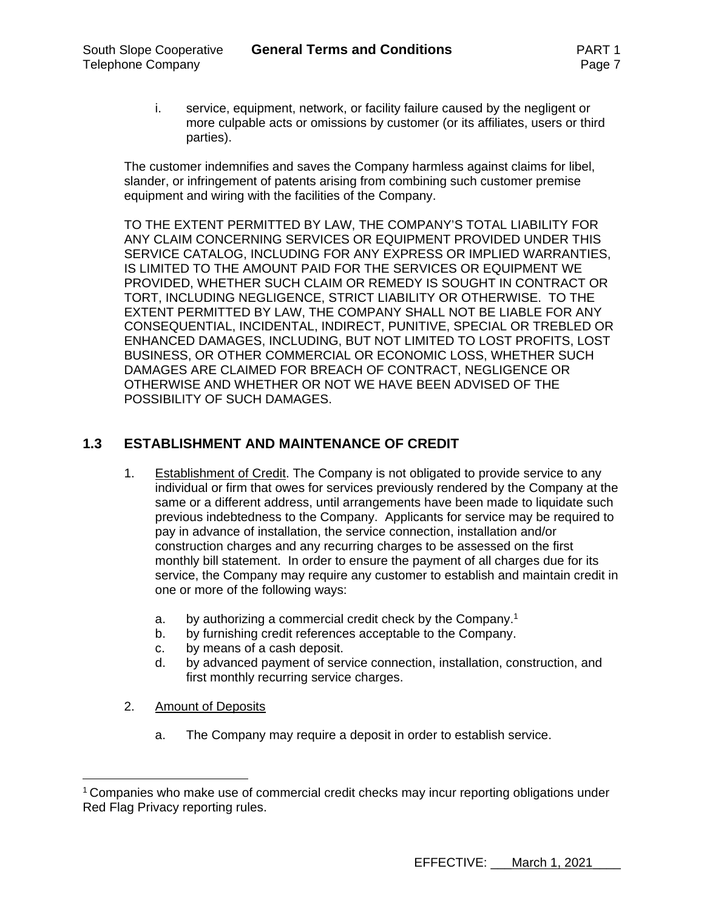i. service, equipment, network, or facility failure caused by the negligent or more culpable acts or omissions by customer (or its affiliates, users or third parties).

The customer indemnifies and saves the Company harmless against claims for libel, slander, or infringement of patents arising from combining such customer premise equipment and wiring with the facilities of the Company.

TO THE EXTENT PERMITTED BY LAW, THE COMPANY'S TOTAL LIABILITY FOR ANY CLAIM CONCERNING SERVICES OR EQUIPMENT PROVIDED UNDER THIS SERVICE CATALOG, INCLUDING FOR ANY EXPRESS OR IMPLIED WARRANTIES, IS LIMITED TO THE AMOUNT PAID FOR THE SERVICES OR EQUIPMENT WE PROVIDED, WHETHER SUCH CLAIM OR REMEDY IS SOUGHT IN CONTRACT OR TORT, INCLUDING NEGLIGENCE, STRICT LIABILITY OR OTHERWISE. TO THE EXTENT PERMITTED BY LAW, THE COMPANY SHALL NOT BE LIABLE FOR ANY CONSEQUENTIAL, INCIDENTAL, INDIRECT, PUNITIVE, SPECIAL OR TREBLED OR ENHANCED DAMAGES, INCLUDING, BUT NOT LIMITED TO LOST PROFITS, LOST BUSINESS, OR OTHER COMMERCIAL OR ECONOMIC LOSS, WHETHER SUCH DAMAGES ARE CLAIMED FOR BREACH OF CONTRACT, NEGLIGENCE OR OTHERWISE AND WHETHER OR NOT WE HAVE BEEN ADVISED OF THE POSSIBILITY OF SUCH DAMAGES.

## 1.3 ESTABLISHMENT AND MAINTENANCE OF CREDIT

1. Establishment of Credit. The Company is not obligated to provide service to any individual or firm that owes for services previously rendered by the Company at the same or a different address, until arrangements have been made to liquidate such previous indebtedness to the Company. Applicants for service may be required to pay in advance of installation, the service connection, installation and/or construction charges and any recurring charges to be assessed on the first monthly bill statement. In order to ensure the payment of all charges due for its service, the Company may require any customer to establish and maintain credit in one or more of the following ways:

    a. by authorizing a commercial credit check by the Company.[1]
    b. by furnishing credit references acceptable to the Company.
    c. by means of a cash deposit.
    d. by advanced payment of service connection, installation, construction, and first monthly recurring service charges.

2. Amount of Deposits

    a. The Company may require a deposit in order to establish service.

[1] Companies who make use of commercial credit checks may incur reporting obligations under Red Flag Privacy reporting rules.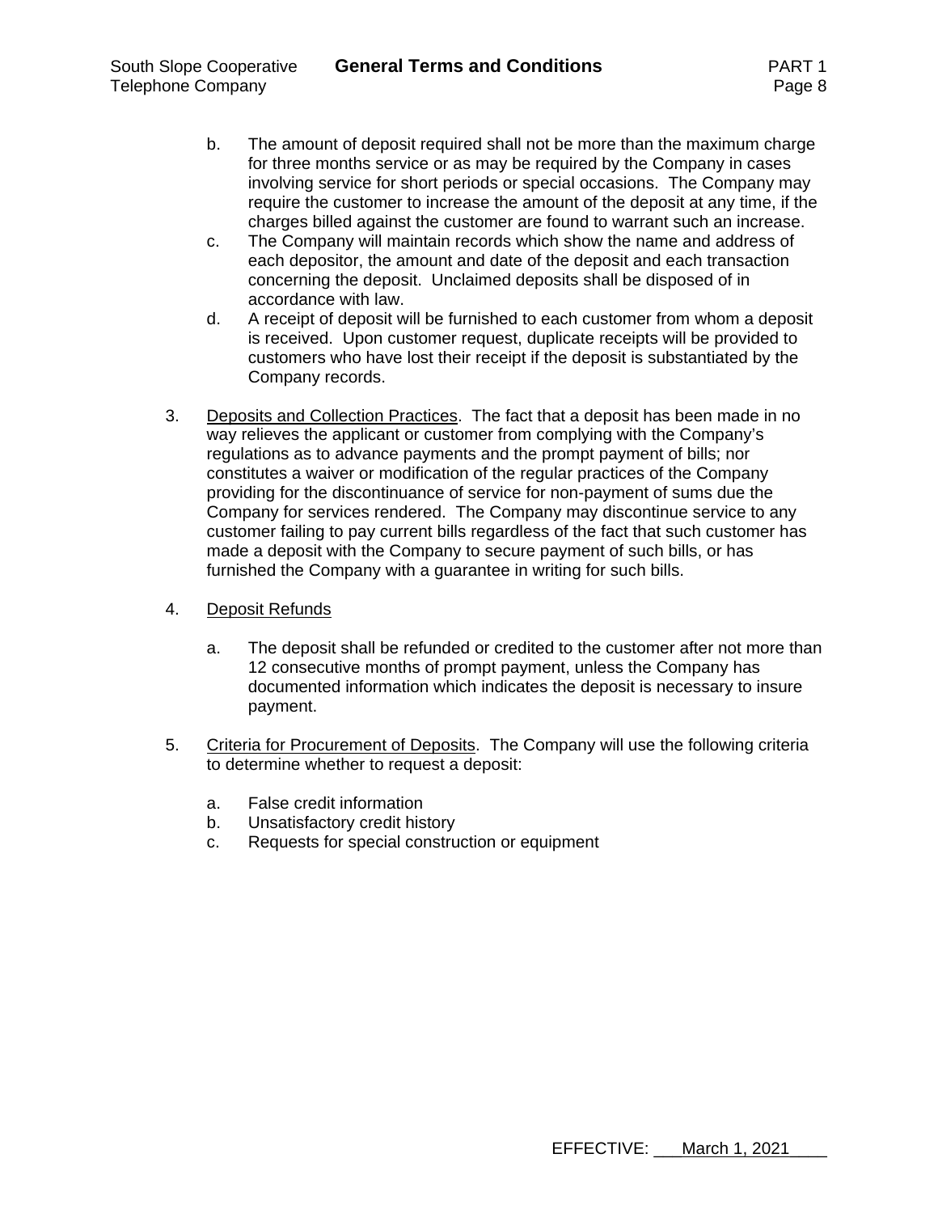b. The amount of deposit required shall not be more than the maximum charge for three months service or as may be required by the Company in cases involving service for short periods or special occasions. The Company may require the customer to increase the amount of the deposit at any time, if the charges billed against the customer are found to warrant such an increase.

c. The Company will maintain records which show the name and address of each depositor, the amount and date of the deposit and each transaction concerning the deposit. Unclaimed deposits shall be disposed of in accordance with law.

d. A receipt of deposit will be furnished to each customer from whom a deposit is received. Upon customer request, duplicate receipts will be provided to customers who have lost their receipt if the deposit is substantiated by the Company records.

3. Deposits and Collection Practices. The fact that a deposit has been made in no way relieves the applicant or customer from complying with the Company's regulations as to advance payments and the prompt payment of bills; nor constitutes a waiver or modification of the regular practices of the Company providing for the discontinuance of service for non-payment of sums due the Company for services rendered. The Company may discontinue service to any customer failing to pay current bills regardless of the fact that such customer has made a deposit with the Company to secure payment of such bills, or has furnished the Company with a guarantee in writing for such bills.

4. Deposit Refunds

   a. The deposit shall be refunded or credited to the customer after not more than 12 consecutive months of prompt payment, unless the Company has documented information which indicates the deposit is necessary to insure payment.

5. Criteria for Procurement of Deposits. The Company will use the following criteria to determine whether to request a deposit:

   a. False credit information
   b. Unsatisfactory credit history
   c. Requests for special construction or equipment

EFFECTIVE: March 1, 2021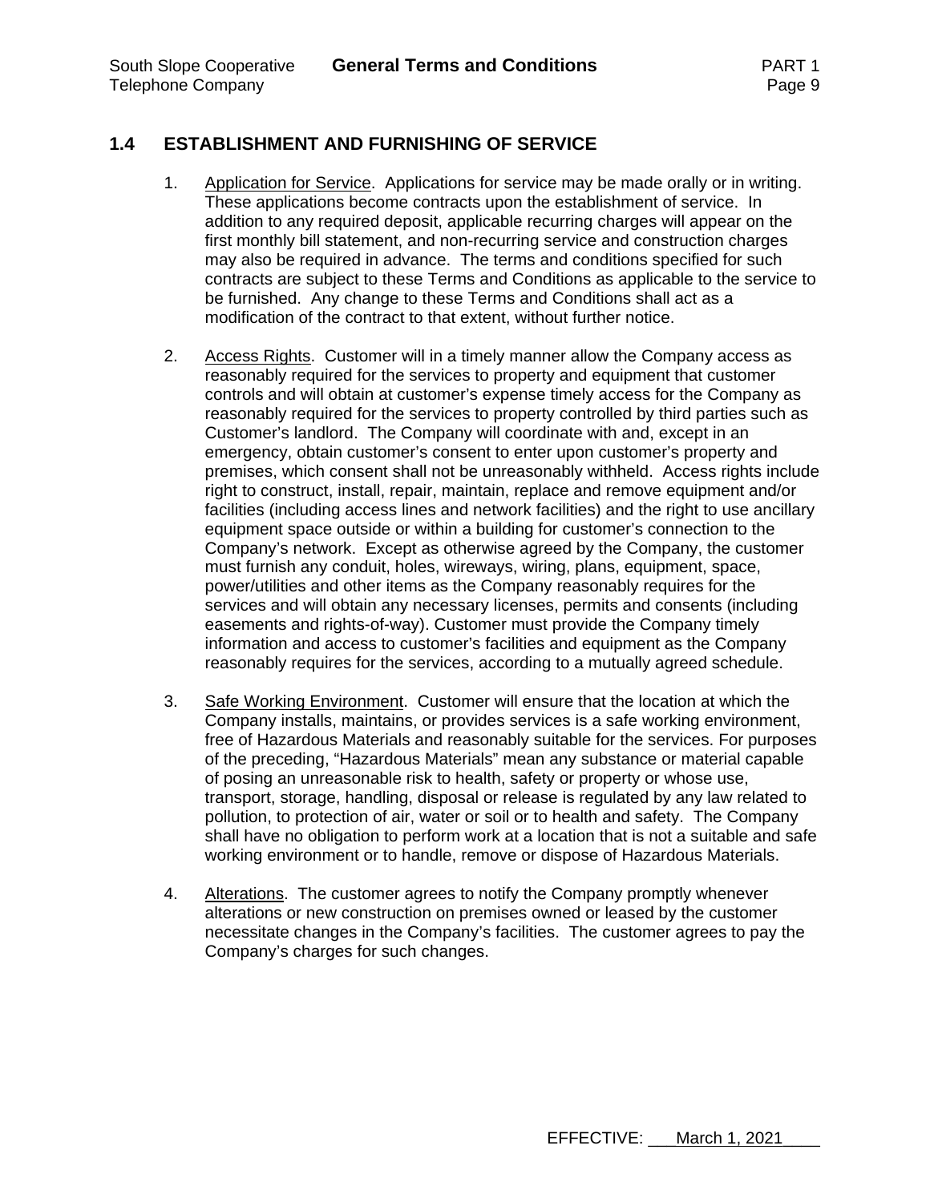## 1.4 ESTABLISHMENT AND FURNISHING OF SERVICE

1. Application for Service. Applications for service may be made orally or in writing. These applications become contracts upon the establishment of service. In addition to any required deposit, applicable recurring charges will appear on the first monthly bill statement, and non-recurring service and construction charges may also be required in advance. The terms and conditions specified for such contracts are subject to these Terms and Conditions as applicable to the service to be furnished. Any change to these Terms and Conditions shall act as a modification of the contract to that extent, without further notice.

2. Access Rights. Customer will in a timely manner allow the Company access as reasonably required for the services to property and equipment that customer controls and will obtain at customer's expense timely access for the Company as reasonably required for the services to property controlled by third parties such as Customer's landlord. The Company will coordinate with and, except in an emergency, obtain customer's consent to enter upon customer's property and premises, which consent shall not be unreasonably withheld. Access rights include right to construct, install, repair, maintain, replace and remove equipment and/or facilities (including access lines and network facilities) and the right to use ancillary equipment space outside or within a building for customer's connection to the Company's network. Except as otherwise agreed by the Company, the customer must furnish any conduit, holes, wireways, wiring, plans, equipment, space, power/utilities and other items as the Company reasonably requires for the services and will obtain any necessary licenses, permits and consents (including easements and rights-of-way). Customer must provide the Company timely information and access to customer's facilities and equipment as the Company reasonably requires for the services, according to a mutually agreed schedule.

3. Safe Working Environment. Customer will ensure that the location at which the Company installs, maintains, or provides services is a safe working environment, free of Hazardous Materials and reasonably suitable for the services. For purposes of the preceding, "Hazardous Materials" mean any substance or material capable of posing an unreasonable risk to health, safety or property or whose use, transport, storage, handling, disposal or release is regulated by any law related to pollution, to protection of air, water or soil or to health and safety. The Company shall have no obligation to perform work at a location that is not a suitable and safe working environment or to handle, remove or dispose of Hazardous Materials.

4. Alterations. The customer agrees to notify the Company promptly whenever alterations or new construction on premises owned or leased by the customer necessitate changes in the Company's facilities. The customer agrees to pay the Company's charges for such changes.

EFFECTIVE: March 1, 2021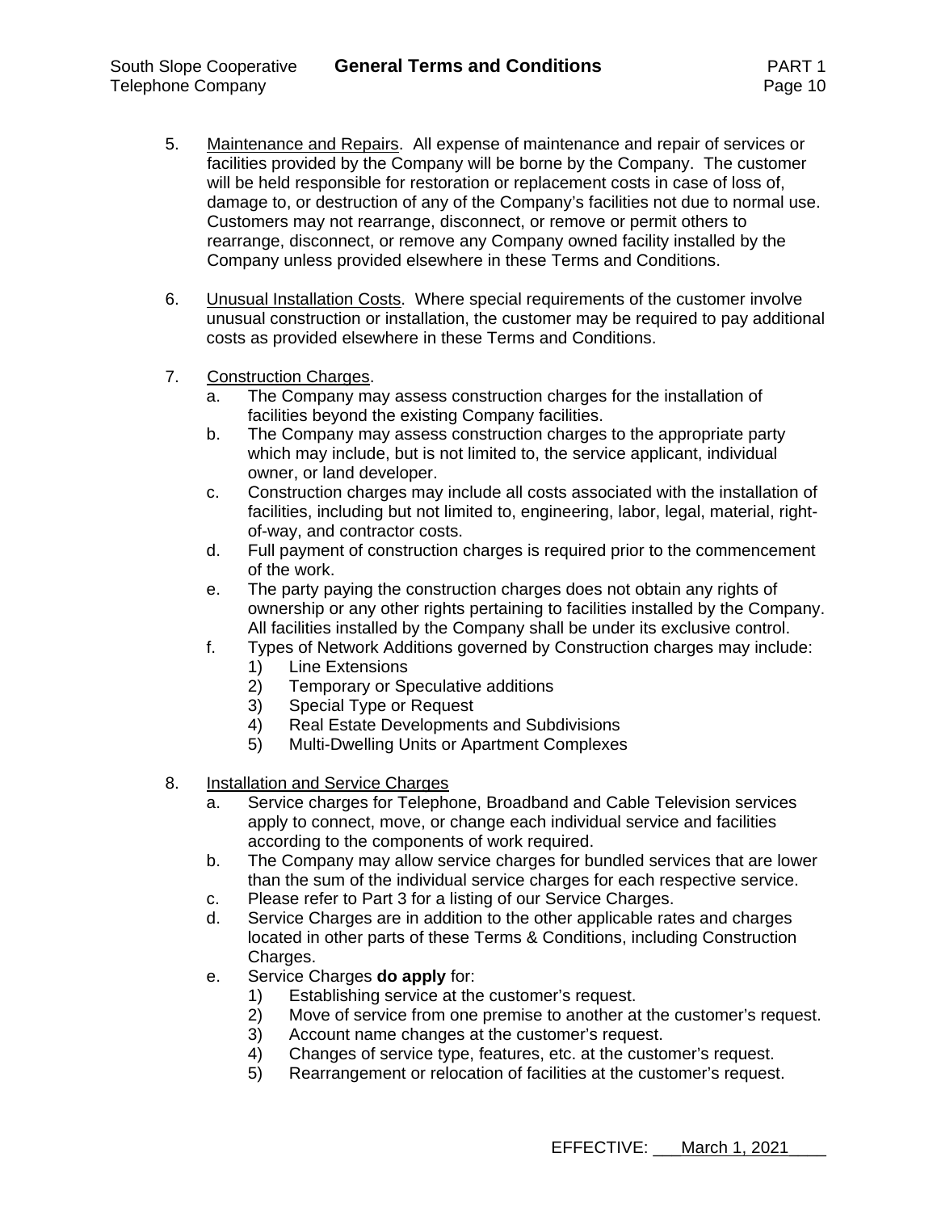5. <u>Maintenance and Repairs</u>. All expense of maintenance and repair of services or facilities provided by the Company will be borne by the Company. The customer will be held responsible for restoration or replacement costs in case of loss of, damage to, or destruction of any of the Company's facilities not due to normal use. Customers may not rearrange, disconnect, or remove or permit others to rearrange, disconnect, or remove any Company owned facility installed by the Company unless provided elsewhere in these Terms and Conditions.

6. <u>Unusual Installation Costs</u>. Where special requirements of the customer involve unusual construction or installation, the customer may be required to pay additional costs as provided elsewhere in these Terms and Conditions.

7. <u>Construction Charges</u>.
   a. The Company may assess construction charges for the installation of facilities beyond the existing Company facilities.
   b. The Company may assess construction charges to the appropriate party which may include, but is not limited to, the service applicant, individual owner, or land developer.
   c. Construction charges may include all costs associated with the installation of facilities, including but not limited to, engineering, labor, legal, material, right-of-way, and contractor costs.
   d. Full payment of construction charges is required prior to the commencement of the work.
   e. The party paying the construction charges does not obtain any rights of ownership or any other rights pertaining to facilities installed by the Company. All facilities installed by the Company shall be under its exclusive control.
   f. Types of Network Additions governed by Construction charges may include:
      1) Line Extensions
      2) Temporary or Speculative additions
      3) Special Type or Request
      4) Real Estate Developments and Subdivisions
      5) Multi-Dwelling Units or Apartment Complexes

8. <u>Installation and Service Charges</u>
   a. Service charges for Telephone, Broadband and Cable Television services apply to connect, move, or change each individual service and facilities according to the components of work required.
   b. The Company may allow service charges for bundled services that are lower than the sum of the individual service charges for each respective service.
   c. Please refer to Part 3 for a listing of our Service Charges.
   d. Service Charges are in addition to the other applicable rates and charges located in other parts of these Terms & Conditions, including Construction Charges.
   e. Service Charges **do apply** for:
      1) Establishing service at the customer's request.
      2) Move of service from one premise to another at the customer's request.
      3) Account name changes at the customer's request.
      4) Changes of service type, features, etc. at the customer's request.
      5) Rearrangement or relocation of facilities at the customer's request.

EFFECTIVE: March 1, 2021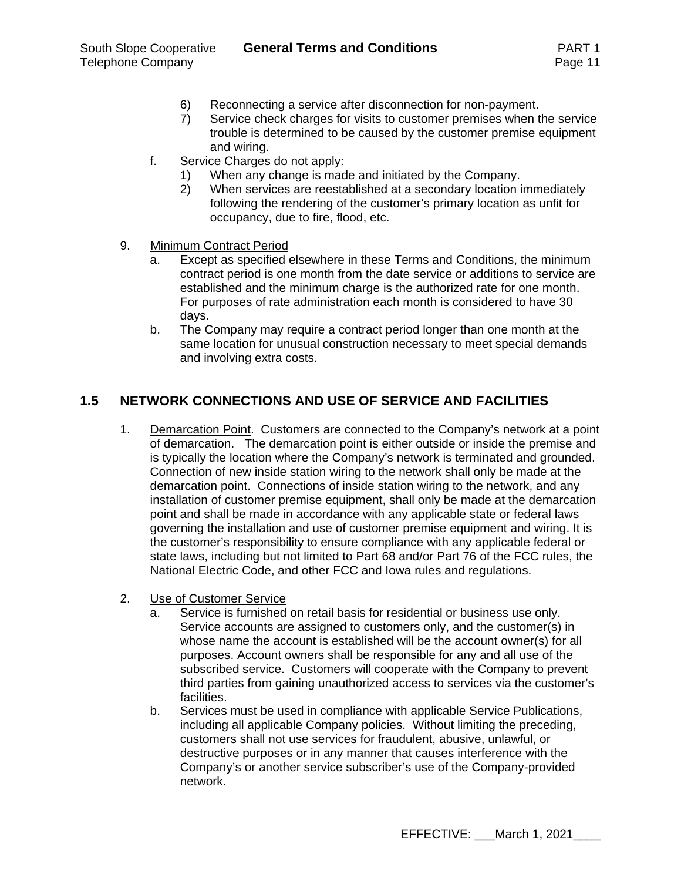6) Reconnecting a service after disconnection for non-payment.
7) Service check charges for visits to customer premises when the service trouble is determined to be caused by the customer premise equipment and wiring.

f. Service Charges do not apply:
1) When any change is made and initiated by the Company.
2) When services are reestablished at a secondary location immediately following the rendering of the customer's primary location as unfit for occupancy, due to fire, flood, etc.

9. Minimum Contract Period
a. Except as specified elsewhere in these Terms and Conditions, the minimum contract period is one month from the date service or additions to service are established and the minimum charge is the authorized rate for one month. For purposes of rate administration each month is considered to have 30 days.
b. The Company may require a contract period longer than one month at the same location for unusual construction necessary to meet special demands and involving extra costs.

## 1.5 NETWORK CONNECTIONS AND USE OF SERVICE AND FACILITIES

1. Demarcation Point. Customers are connected to the Company's network at a point of demarcation. The demarcation point is either outside or inside the premise and is typically the location where the Company's network is terminated and grounded. Connection of new inside station wiring to the network shall only be made at the demarcation point. Connections of inside station wiring to the network, and any installation of customer premise equipment, shall only be made at the demarcation point and shall be made in accordance with any applicable state or federal laws governing the installation and use of customer premise equipment and wiring. It is the customer's responsibility to ensure compliance with any applicable federal or state laws, including but not limited to Part 68 and/or Part 76 of the FCC rules, the National Electric Code, and other FCC and Iowa rules and regulations.

2. Use of Customer Service
a. Service is furnished on retail basis for residential or business use only. Service accounts are assigned to customers only, and the customer(s) in whose name the account is established will be the account owner(s) for all purposes. Account owners shall be responsible for any and all use of the subscribed service. Customers will cooperate with the Company to prevent third parties from gaining unauthorized access to services via the customer's facilities.
b. Services must be used in compliance with applicable Service Publications, including all applicable Company policies. Without limiting the preceding, customers shall not use services for fraudulent, abusive, unlawful, or destructive purposes or in any manner that causes interference with the Company's or another service subscriber's use of the Company-provided network.

EFFECTIVE: March 1, 2021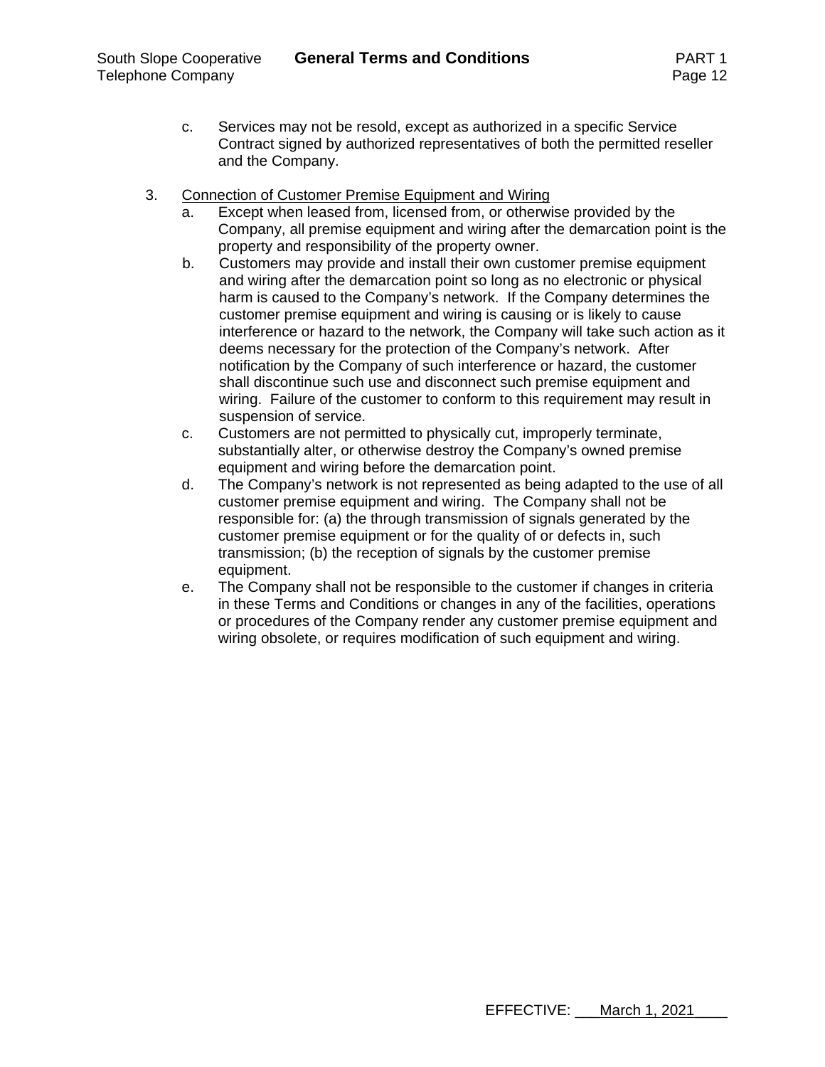c. Services may not be resold, except as authorized in a specific Service Contract signed by authorized representatives of both the permitted reseller and the Company.

3. Connection of Customer Premise Equipment and Wiring

   a. Except when leased from, licensed from, or otherwise provided by the Company, all premise equipment and wiring after the demarcation point is the property and responsibility of the property owner.

   b. Customers may provide and install their own customer premise equipment and wiring after the demarcation point so long as no electronic or physical harm is caused to the Company's network. If the Company determines the customer premise equipment and wiring is causing or is likely to cause interference or hazard to the network, the Company will take such action as it deems necessary for the protection of the Company's network. After notification by the Company of such interference or hazard, the customer shall discontinue such use and disconnect such premise equipment and wiring. Failure of the customer to conform to this requirement may result in suspension of service.

   c. Customers are not permitted to physically cut, improperly terminate, substantially alter, or otherwise destroy the Company's owned premise equipment and wiring before the demarcation point.

   d. The Company's network is not represented as being adapted to the use of all customer premise equipment and wiring. The Company shall not be responsible for: (a) the through transmission of signals generated by the customer premise equipment or for the quality of or defects in, such transmission; (b) the reception of signals by the customer premise equipment.

   e. The Company shall not be responsible to the customer if changes in criteria in these Terms and Conditions or changes in any of the facilities, operations or procedures of the Company render any customer premise equipment and wiring obsolete, or requires modification of such equipment and wiring.

EFFECTIVE: March 1, 2021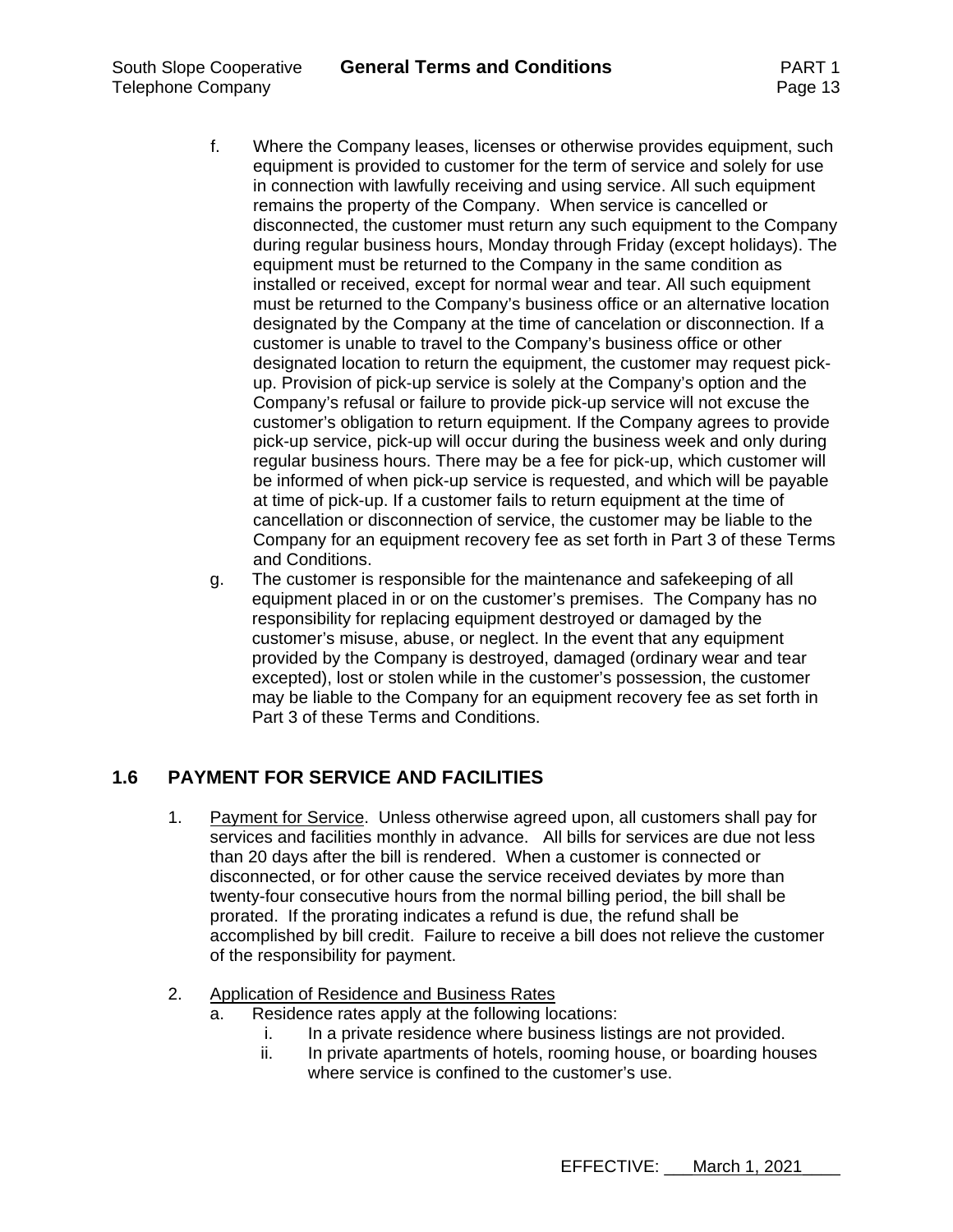f. Where the Company leases, licenses or otherwise provides equipment, such equipment is provided to customer for the term of service and solely for use in connection with lawfully receiving and using service. All such equipment remains the property of the Company. When service is cancelled or disconnected, the customer must return any such equipment to the Company during regular business hours, Monday through Friday (except holidays). The equipment must be returned to the Company in the same condition as installed or received, except for normal wear and tear. All such equipment must be returned to the Company's business office or an alternative location designated by the Company at the time of cancelation or disconnection. If a customer is unable to travel to the Company's business office or other designated location to return the equipment, the customer may request pick-up. Provision of pick-up service is solely at the Company's option and the Company's refusal or failure to provide pick-up service will not excuse the customer's obligation to return equipment. If the Company agrees to provide pick-up service, pick-up will occur during the business week and only during regular business hours. There may be a fee for pick-up, which customer will be informed of when pick-up service is requested, and which will be payable at time of pick-up. If a customer fails to return equipment at the time of cancellation or disconnection of service, the customer may be liable to the Company for an equipment recovery fee as set forth in Part 3 of these Terms and Conditions.

g. The customer is responsible for the maintenance and safekeeping of all equipment placed in or on the customer's premises. The Company has no responsibility for replacing equipment destroyed or damaged by the customer's misuse, abuse, or neglect. In the event that any equipment provided by the Company is destroyed, damaged (ordinary wear and tear excepted), lost or stolen while in the customer's possession, the customer may be liable to the Company for an equipment recovery fee as set forth in Part 3 of these Terms and Conditions.

## 1.6 PAYMENT FOR SERVICE AND FACILITIES

1. Payment for Service. Unless otherwise agreed upon, all customers shall pay for services and facilities monthly in advance. All bills for services are due not less than 20 days after the bill is rendered. When a customer is connected or disconnected, or for other cause the service received deviates by more than twenty-four consecutive hours from the normal billing period, the bill shall be prorated. If the prorating indicates a refund is due, the refund shall be accomplished by bill credit. Failure to receive a bill does not relieve the customer of the responsibility for payment.

2. Application of Residence and Business Rates
   a. Residence rates apply at the following locations:
      i. In a private residence where business listings are not provided.
      ii. In private apartments of hotels, rooming house, or boarding houses where service is confined to the customer's use.

EFFECTIVE: March 1, 2021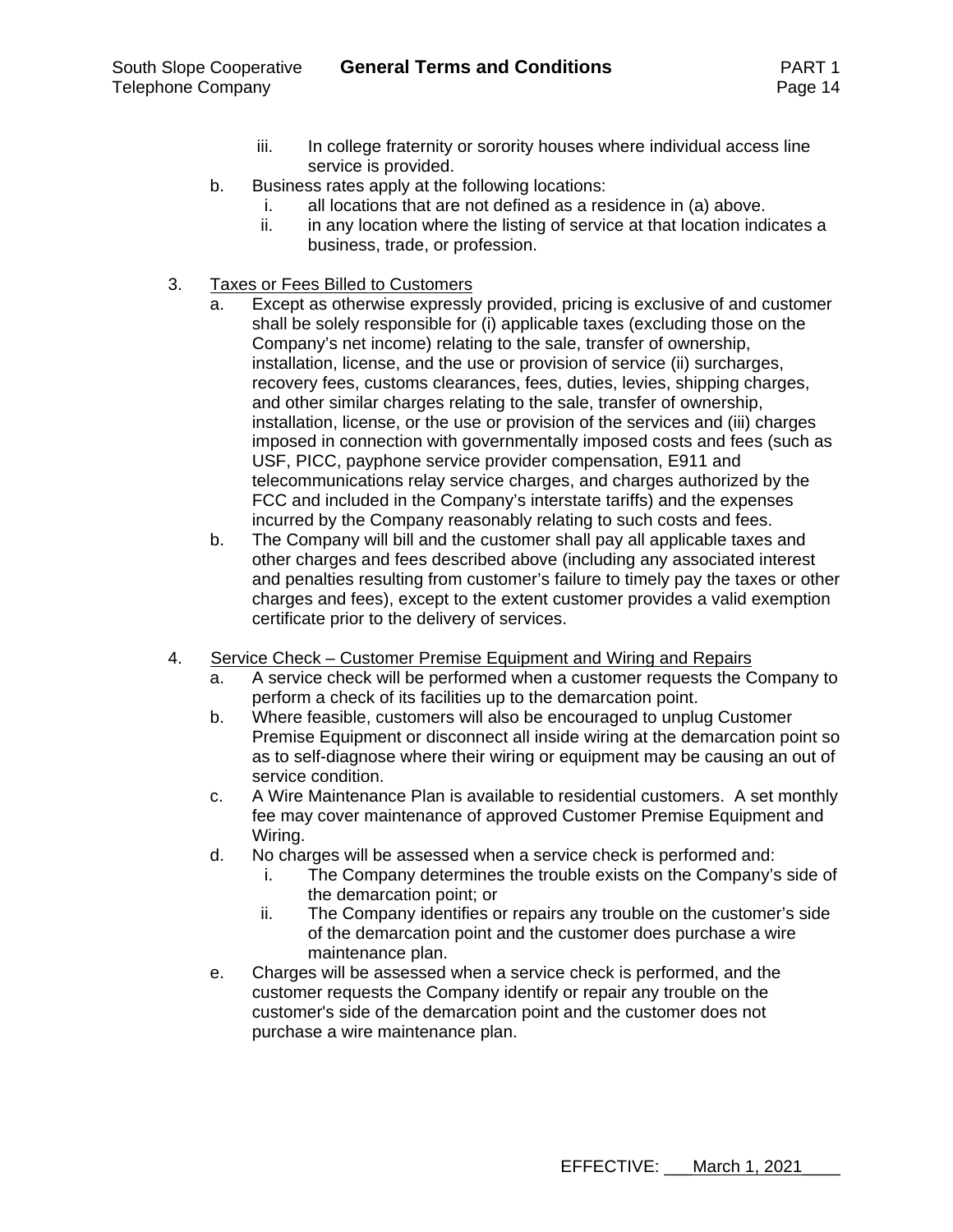iii. In college fraternity or sorority houses where individual access line service is provided.

b. Business rates apply at the following locations:
   i. all locations that are not defined as a residence in (a) above.
   ii. in any location where the listing of service at that location indicates a business, trade, or profession.

3. <u>Taxes or Fees Billed to Customers</u>
   a. Except as otherwise expressly provided, pricing is exclusive of and customer shall be solely responsible for (i) applicable taxes (excluding those on the Company's net income) relating to the sale, transfer of ownership, installation, license, and the use or provision of service (ii) surcharges, recovery fees, customs clearances, fees, duties, levies, shipping charges, and other similar charges relating to the sale, transfer of ownership, installation, license, or the use or provision of the services and (iii) charges imposed in connection with governmentally imposed costs and fees (such as USF, PICC, payphone service provider compensation, E911 and telecommunications relay service charges, and charges authorized by the FCC and included in the Company's interstate tariffs) and the expenses incurred by the Company reasonably relating to such costs and fees.
   b. The Company will bill and the customer shall pay all applicable taxes and other charges and fees described above (including any associated interest and penalties resulting from customer's failure to timely pay the taxes or other charges and fees), except to the extent customer provides a valid exemption certificate prior to the delivery of services.

4. <u>Service Check – Customer Premise Equipment and Wiring and Repairs</u>
   a. A service check will be performed when a customer requests the Company to perform a check of its facilities up to the demarcation point.
   b. Where feasible, customers will also be encouraged to unplug Customer Premise Equipment or disconnect all inside wiring at the demarcation point so as to self-diagnose where their wiring or equipment may be causing an out of service condition.
   c. A Wire Maintenance Plan is available to residential customers. A set monthly fee may cover maintenance of approved Customer Premise Equipment and Wiring.
   d. No charges will be assessed when a service check is performed and:
      i. The Company determines the trouble exists on the Company's side of the demarcation point; or
      ii. The Company identifies or repairs any trouble on the customer's side of the demarcation point and the customer does purchase a wire maintenance plan.
   e. Charges will be assessed when a service check is performed, and the customer requests the Company identify or repair any trouble on the customer's side of the demarcation point and the customer does not purchase a wire maintenance plan.

EFFECTIVE: March 1, 2021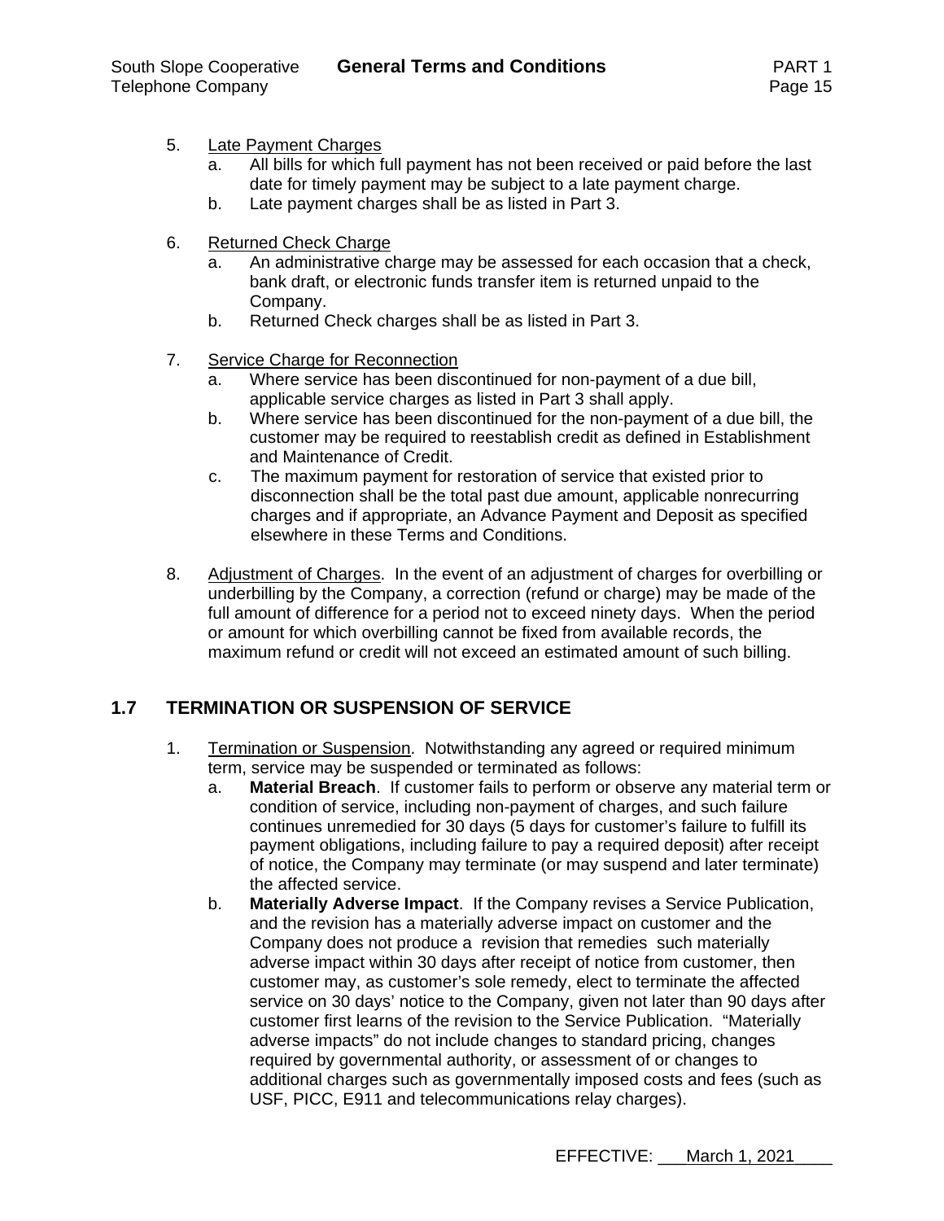5. Late Payment Charges
    a. All bills for which full payment has not been received or paid before the last date for timely payment may be subject to a late payment charge.
    b. Late payment charges shall be as listed in Part 3.

6. Returned Check Charge
    a. An administrative charge may be assessed for each occasion that a check, bank draft, or electronic funds transfer item is returned unpaid to the Company.
    b. Returned Check charges shall be as listed in Part 3.

7. Service Charge for Reconnection
    a. Where service has been discontinued for non-payment of a due bill, applicable service charges as listed in Part 3 shall apply.
    b. Where service has been discontinued for the non-payment of a due bill, the customer may be required to reestablish credit as defined in Establishment and Maintenance of Credit.
    c. The maximum payment for restoration of service that existed prior to disconnection shall be the total past due amount, applicable nonrecurring charges and if appropriate, an Advance Payment and Deposit as specified elsewhere in these Terms and Conditions.

8. Adjustment of Charges. In the event of an adjustment of charges for overbilling or underbilling by the Company, a correction (refund or charge) may be made of the full amount of difference for a period not to exceed ninety days. When the period or amount for which overbilling cannot be fixed from available records, the maximum refund or credit will not exceed an estimated amount of such billing.

## 1.7 TERMINATION OR SUSPENSION OF SERVICE

1. Termination or Suspension. Notwithstanding any agreed or required minimum term, service may be suspended or terminated as follows:
    a. **Material Breach**. If customer fails to perform or observe any material term or condition of service, including non-payment of charges, and such failure continues unremedied for 30 days (5 days for customer's failure to fulfill its payment obligations, including failure to pay a required deposit) after receipt of notice, the Company may terminate (or may suspend and later terminate) the affected service.
    b. **Materially Adverse Impact**. If the Company revises a Service Publication, and the revision has a materially adverse impact on customer and the Company does not produce a revision that remedies such materially adverse impact within 30 days after receipt of notice from customer, then customer may, as customer's sole remedy, elect to terminate the affected service on 30 days' notice to the Company, given not later than 90 days after customer first learns of the revision to the Service Publication. "Materially adverse impacts" do not include changes to standard pricing, changes required by governmental authority, or assessment of or changes to additional charges such as governmentally imposed costs and fees (such as USF, PICC, E911 and telecommunications relay charges).

EFFECTIVE: March 1, 2021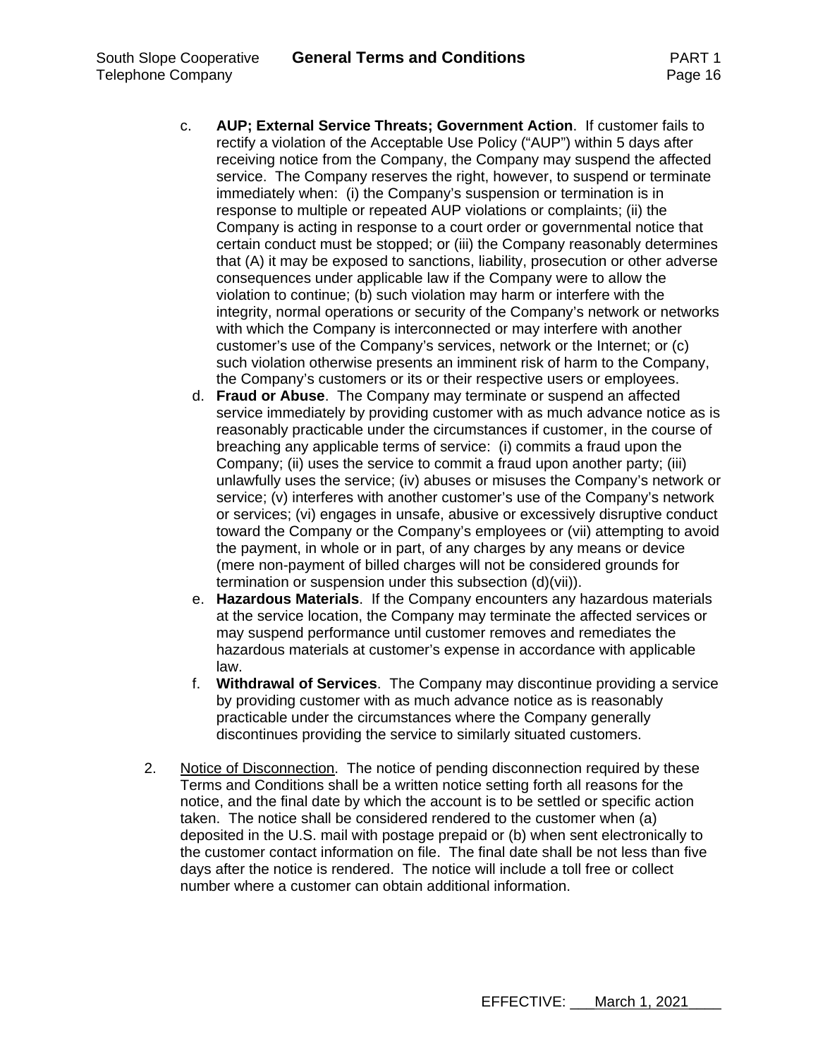c. **AUP; External Service Threats; Government Action**. If customer fails to rectify a violation of the Acceptable Use Policy ("AUP") within 5 days after receiving notice from the Company, the Company may suspend the affected service. The Company reserves the right, however, to suspend or terminate immediately when: (i) the Company's suspension or termination is in response to multiple or repeated AUP violations or complaints; (ii) the Company is acting in response to a court order or governmental notice that certain conduct must be stopped; or (iii) the Company reasonably determines that (A) it may be exposed to sanctions, liability, prosecution or other adverse consequences under applicable law if the Company were to allow the violation to continue; (b) such violation may harm or interfere with the integrity, normal operations or security of the Company's network or networks with which the Company is interconnected or may interfere with another customer's use of the Company's services, network or the Internet; or (c) such violation otherwise presents an imminent risk of harm to the Company, the Company's customers or its or their respective users or employees.

d. **Fraud or Abuse**. The Company may terminate or suspend an affected service immediately by providing customer with as much advance notice as is reasonably practicable under the circumstances if customer, in the course of breaching any applicable terms of service: (i) commits a fraud upon the Company; (ii) uses the service to commit a fraud upon another party; (iii) unlawfully uses the service; (iv) abuses or misuses the Company's network or service; (v) interferes with another customer's use of the Company's network or services; (vi) engages in unsafe, abusive or excessively disruptive conduct toward the Company or the Company's employees or (vii) attempting to avoid the payment, in whole or in part, of any charges by any means or device (mere non-payment of billed charges will not be considered grounds for termination or suspension under this subsection (d)(vii)).

e. **Hazardous Materials**. If the Company encounters any hazardous materials at the service location, the Company may terminate the affected services or may suspend performance until customer removes and remediates the hazardous materials at customer's expense in accordance with applicable law.

f. **Withdrawal of Services**. The Company may discontinue providing a service by providing customer with as much advance notice as is reasonably practicable under the circumstances where the Company generally discontinues providing the service to similarly situated customers.

2. Notice of Disconnection. The notice of pending disconnection required by these Terms and Conditions shall be a written notice setting forth all reasons for the notice, and the final date by which the account is to be settled or specific action taken. The notice shall be considered rendered to the customer when (a) deposited in the U.S. mail with postage prepaid or (b) when sent electronically to the customer contact information on file. The final date shall be not less than five days after the notice is rendered. The notice will include a toll free or collect number where a customer can obtain additional information.

EFFECTIVE: March 1, 2021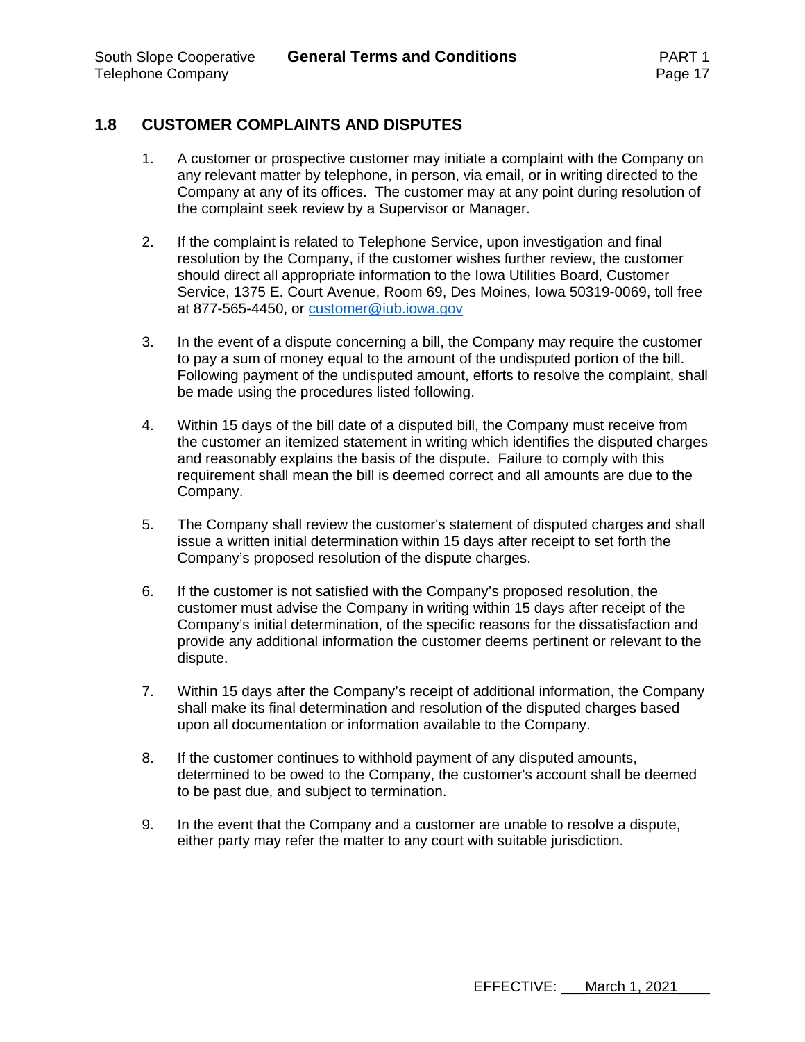## 1.8 CUSTOMER COMPLAINTS AND DISPUTES

1. A customer or prospective customer may initiate a complaint with the Company on any relevant matter by telephone, in person, via email, or in writing directed to the Company at any of its offices. The customer may at any point during resolution of the complaint seek review by a Supervisor or Manager.

2. If the complaint is related to Telephone Service, upon investigation and final resolution by the Company, if the customer wishes further review, the customer should direct all appropriate information to the Iowa Utilities Board, Customer Service, 1375 E. Court Avenue, Room 69, Des Moines, Iowa 50319-0069, toll free at 877-565-4450, or customer@iub.iowa.gov

3. In the event of a dispute concerning a bill, the Company may require the customer to pay a sum of money equal to the amount of the undisputed portion of the bill. Following payment of the undisputed amount, efforts to resolve the complaint, shall be made using the procedures listed following.

4. Within 15 days of the bill date of a disputed bill, the Company must receive from the customer an itemized statement in writing which identifies the disputed charges and reasonably explains the basis of the dispute. Failure to comply with this requirement shall mean the bill is deemed correct and all amounts are due to the Company.

5. The Company shall review the customer's statement of disputed charges and shall issue a written initial determination within 15 days after receipt to set forth the Company's proposed resolution of the dispute charges.

6. If the customer is not satisfied with the Company's proposed resolution, the customer must advise the Company in writing within 15 days after receipt of the Company's initial determination, of the specific reasons for the dissatisfaction and provide any additional information the customer deems pertinent or relevant to the dispute.

7. Within 15 days after the Company's receipt of additional information, the Company shall make its final determination and resolution of the disputed charges based upon all documentation or information available to the Company.

8. If the customer continues to withhold payment of any disputed amounts, determined to be owed to the Company, the customer's account shall be deemed to be past due, and subject to termination.

9. In the event that the Company and a customer are unable to resolve a dispute, either party may refer the matter to any court with suitable jurisdiction.

EFFECTIVE: March 1, 2021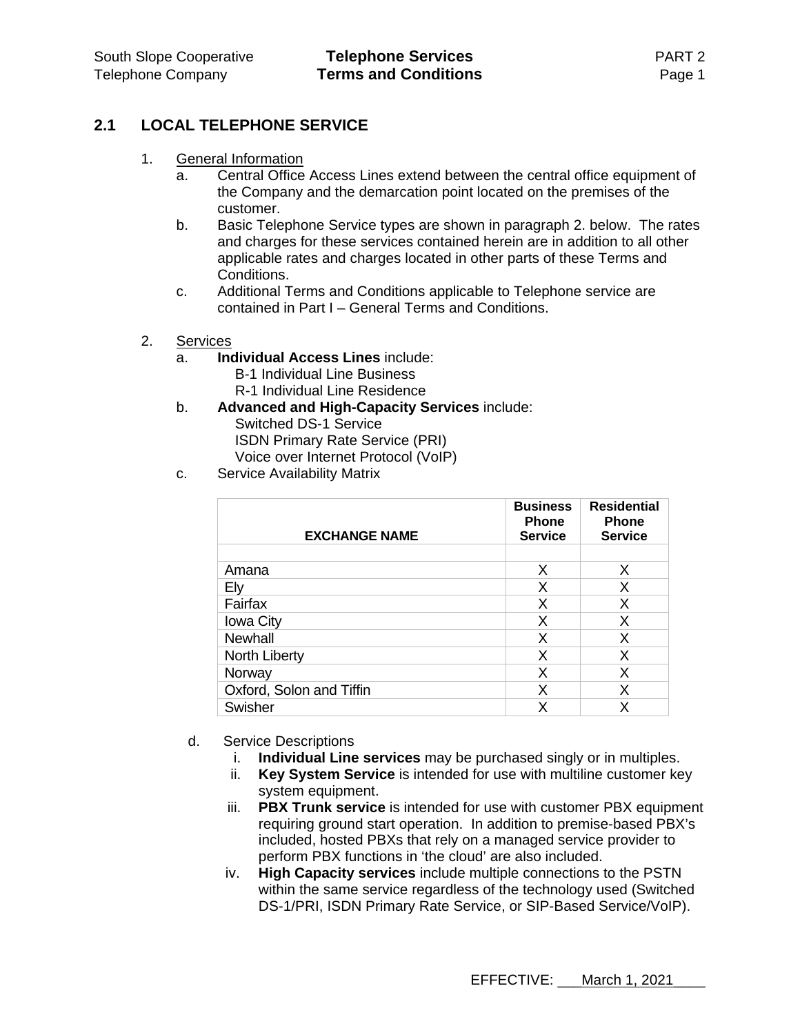## 2.1 LOCAL TELEPHONE SERVICE

1. General Information
   a. Central Office Access Lines extend between the central office equipment of the Company and the demarcation point located on the premises of the customer.
   b. Basic Telephone Service types are shown in paragraph 2. below. The rates and charges for these services contained herein are in addition to all other applicable rates and charges located in other parts of these Terms and Conditions.
   c. Additional Terms and Conditions applicable to Telephone service are contained in Part I – General Terms and Conditions.

2. Services
   a. **Individual Access Lines** include:
      B-1 Individual Line Business
      R-1 Individual Line Residence
   b. **Advanced and High-Capacity Services** include:
      Switched DS-1 Service
      ISDN Primary Rate Service (PRI)
      Voice over Internet Protocol (VoIP)
   c. Service Availability Matrix

| EXCHANGE NAME | Business Phone Service | Residential Phone Service |
|---|---|---|
| | | |
| Amana | X | X |
| Ely | X | X |
| Fairfax | X | X |
| Iowa City | X | X |
| Newhall | X | X |
| North Liberty | X | X |
| Norway | X | X |
| Oxford, Solon and Tiffin | X | X |
| Swisher | X | X |

   d. Service Descriptions
      i. **Individual Line services** may be purchased singly or in multiples.
      ii. **Key System Service** is intended for use with multiline customer key system equipment.
      iii. **PBX Trunk service** is intended for use with customer PBX equipment requiring ground start operation. In addition to premise-based PBX's included, hosted PBXs that rely on a managed service provider to perform PBX functions in 'the cloud' are also included.
      iv. **High Capacity services** include multiple connections to the PSTN within the same service regardless of the technology used (Switched DS-1/PRI, ISDN Primary Rate Service, or SIP-Based Service/VoIP).

EFFECTIVE: March 1, 2021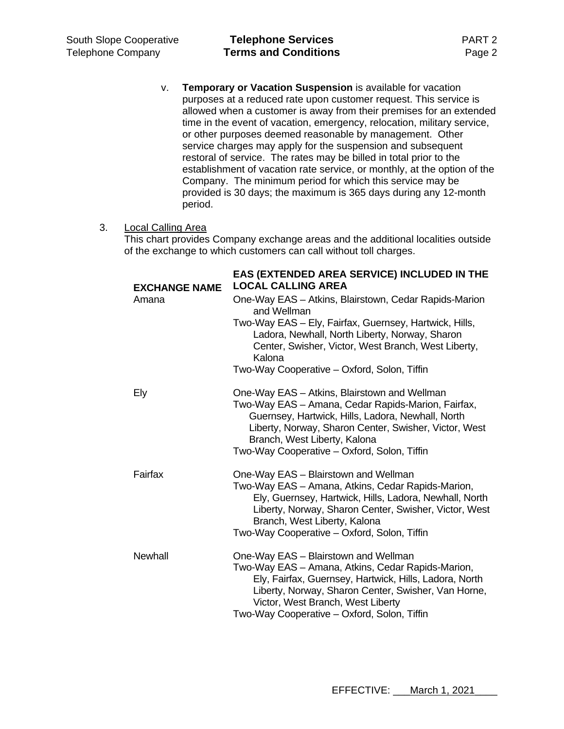v. **Temporary or Vacation Suspension** is available for vacation purposes at a reduced rate upon customer request. This service is allowed when a customer is away from their premises for an extended time in the event of vacation, emergency, relocation, military service, or other purposes deemed reasonable by management. Other service charges may apply for the suspension and subsequent restoral of service. The rates may be billed in total prior to the establishment of vacation rate service, or monthly, at the option of the Company. The minimum period for which this service may be provided is 30 days; the maximum is 365 days during any 12-month period.

3. Local Calling Area

This chart provides Company exchange areas and the additional localities outside of the exchange to which customers can call without toll charges.

| EXCHANGE NAME | EAS (EXTENDED AREA SERVICE) INCLUDED IN THE LOCAL CALLING AREA |
|---|---|
| Amana | One-Way EAS – Atkins, Blairstown, Cedar Rapids-Marion and Wellman<br>Two-Way EAS – Ely, Fairfax, Guernsey, Hartwick, Hills, Ladora, Newhall, North Liberty, Norway, Sharon Center, Swisher, Victor, West Branch, West Liberty, Kalona<br>Two-Way Cooperative – Oxford, Solon, Tiffin |
| Ely | One-Way EAS – Atkins, Blairstown and Wellman<br>Two-Way EAS – Amana, Cedar Rapids-Marion, Fairfax, Guernsey, Hartwick, Hills, Ladora, Newhall, North Liberty, Norway, Sharon Center, Swisher, Victor, West Branch, West Liberty, Kalona<br>Two-Way Cooperative – Oxford, Solon, Tiffin |
| Fairfax | One-Way EAS – Blairstown and Wellman<br>Two-Way EAS – Amana, Atkins, Cedar Rapids-Marion, Ely, Guernsey, Hartwick, Hills, Ladora, Newhall, North Liberty, Norway, Sharon Center, Swisher, Victor, West Branch, West Liberty, Kalona<br>Two-Way Cooperative – Oxford, Solon, Tiffin |
| Newhall | One-Way EAS – Blairstown and Wellman<br>Two-Way EAS – Amana, Atkins, Cedar Rapids-Marion, Ely, Fairfax, Guernsey, Hartwick, Hills, Ladora, North Liberty, Norway, Sharon Center, Swisher, Van Horne, Victor, West Branch, West Liberty<br>Two-Way Cooperative – Oxford, Solon, Tiffin |

EFFECTIVE: March 1, 2021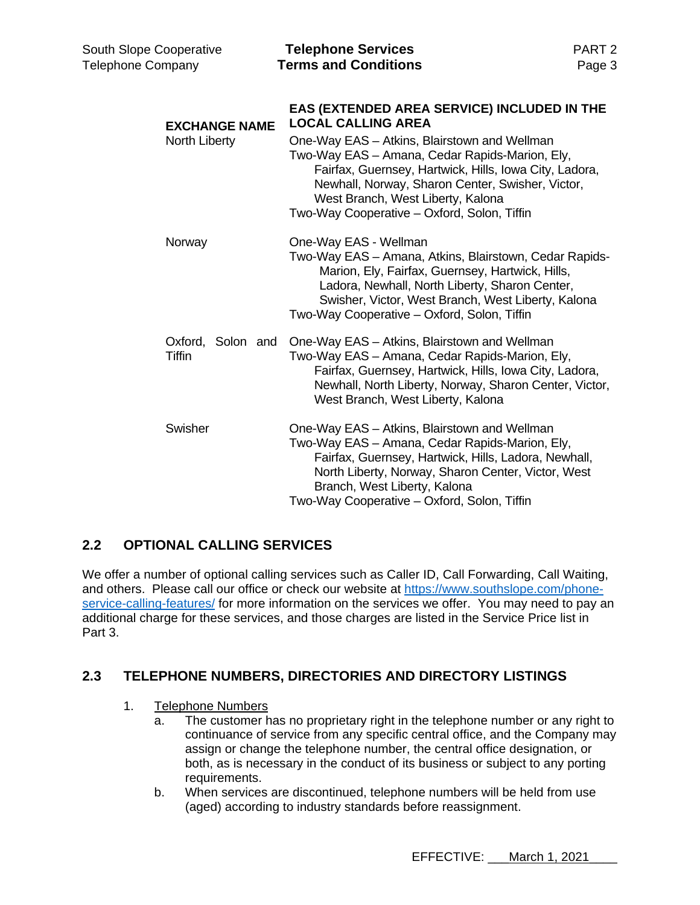| EXCHANGE NAME | EAS (EXTENDED AREA SERVICE) INCLUDED IN THE LOCAL CALLING AREA |
|---|---|
| North Liberty | One-Way EAS – Atkins, Blairstown and Wellman<br>Two-Way EAS – Amana, Cedar Rapids-Marion, Ely, Fairfax, Guernsey, Hartwick, Hills, Iowa City, Ladora, Newhall, Norway, Sharon Center, Swisher, Victor, West Branch, West Liberty, Kalona<br>Two-Way Cooperative – Oxford, Solon, Tiffin |
| Norway | One-Way EAS - Wellman<br>Two-Way EAS – Amana, Atkins, Blairstown, Cedar Rapids-Marion, Ely, Fairfax, Guernsey, Hartwick, Hills, Ladora, Newhall, North Liberty, Sharon Center, Swisher, Victor, West Branch, West Liberty, Kalona<br>Two-Way Cooperative – Oxford, Solon, Tiffin |
| Oxford, Solon and Tiffin | One-Way EAS – Atkins, Blairstown and Wellman<br>Two-Way EAS – Amana, Cedar Rapids-Marion, Ely, Fairfax, Guernsey, Hartwick, Hills, Iowa City, Ladora, Newhall, North Liberty, Norway, Sharon Center, Victor, West Branch, West Liberty, Kalona |
| Swisher | One-Way EAS – Atkins, Blairstown and Wellman<br>Two-Way EAS – Amana, Cedar Rapids-Marion, Ely, Fairfax, Guernsey, Hartwick, Hills, Ladora, Newhall, North Liberty, Norway, Sharon Center, Victor, West Branch, West Liberty, Kalona<br>Two-Way Cooperative – Oxford, Solon, Tiffin |

## 2.2 OPTIONAL CALLING SERVICES

We offer a number of optional calling services such as Caller ID, Call Forwarding, Call Waiting, and others. Please call our office or check our website at https://www.southslope.com/phone-service-calling-features/ for more information on the services we offer. You may need to pay an additional charge for these services, and those charges are listed in the Service Price list in Part 3.

## 2.3 TELEPHONE NUMBERS, DIRECTORIES AND DIRECTORY LISTINGS

1. Telephone Numbers
   a. The customer has no proprietary right in the telephone number or any right to continuance of service from any specific central office, and the Company may assign or change the telephone number, the central office designation, or both, as is necessary in the conduct of its business or subject to any porting requirements.
   b. When services are discontinued, telephone numbers will be held from use (aged) according to industry standards before reassignment.

EFFECTIVE: March 1, 2021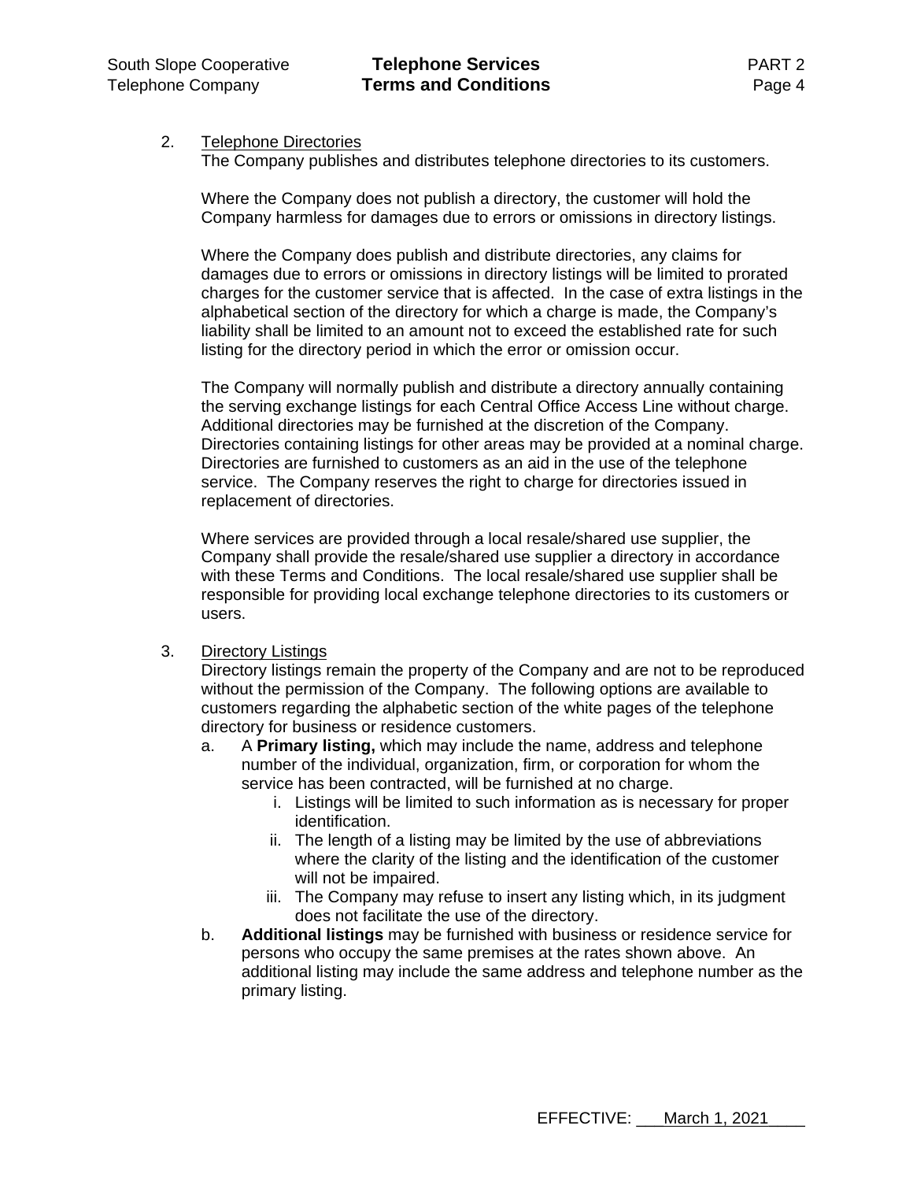2. <u>Telephone Directories</u>

The Company publishes and distributes telephone directories to its customers.

Where the Company does not publish a directory, the customer will hold the Company harmless for damages due to errors or omissions in directory listings.

Where the Company does publish and distribute directories, any claims for damages due to errors or omissions in directory listings will be limited to prorated charges for the customer service that is affected. In the case of extra listings in the alphabetical section of the directory for which a charge is made, the Company's liability shall be limited to an amount not to exceed the established rate for such listing for the directory period in which the error or omission occur.

The Company will normally publish and distribute a directory annually containing the serving exchange listings for each Central Office Access Line without charge. Additional directories may be furnished at the discretion of the Company. Directories containing listings for other areas may be provided at a nominal charge. Directories are furnished to customers as an aid in the use of the telephone service. The Company reserves the right to charge for directories issued in replacement of directories.

Where services are provided through a local resale/shared use supplier, the Company shall provide the resale/shared use supplier a directory in accordance with these Terms and Conditions. The local resale/shared use supplier shall be responsible for providing local exchange telephone directories to its customers or users.

3. <u>Directory Listings</u>

Directory listings remain the property of the Company and are not to be reproduced without the permission of the Company. The following options are available to customers regarding the alphabetic section of the white pages of the telephone directory for business or residence customers.

a. A **Primary listing,** which may include the name, address and telephone number of the individual, organization, firm, or corporation for whom the service has been contracted, will be furnished at no charge.
   i. Listings will be limited to such information as is necessary for proper identification.
   ii. The length of a listing may be limited by the use of abbreviations where the clarity of the listing and the identification of the customer will not be impaired.
   iii. The Company may refuse to insert any listing which, in its judgment does not facilitate the use of the directory.
b. **Additional listings** may be furnished with business or residence service for persons who occupy the same premises at the rates shown above. An additional listing may include the same address and telephone number as the primary listing.

EFFECTIVE: March 1, 2021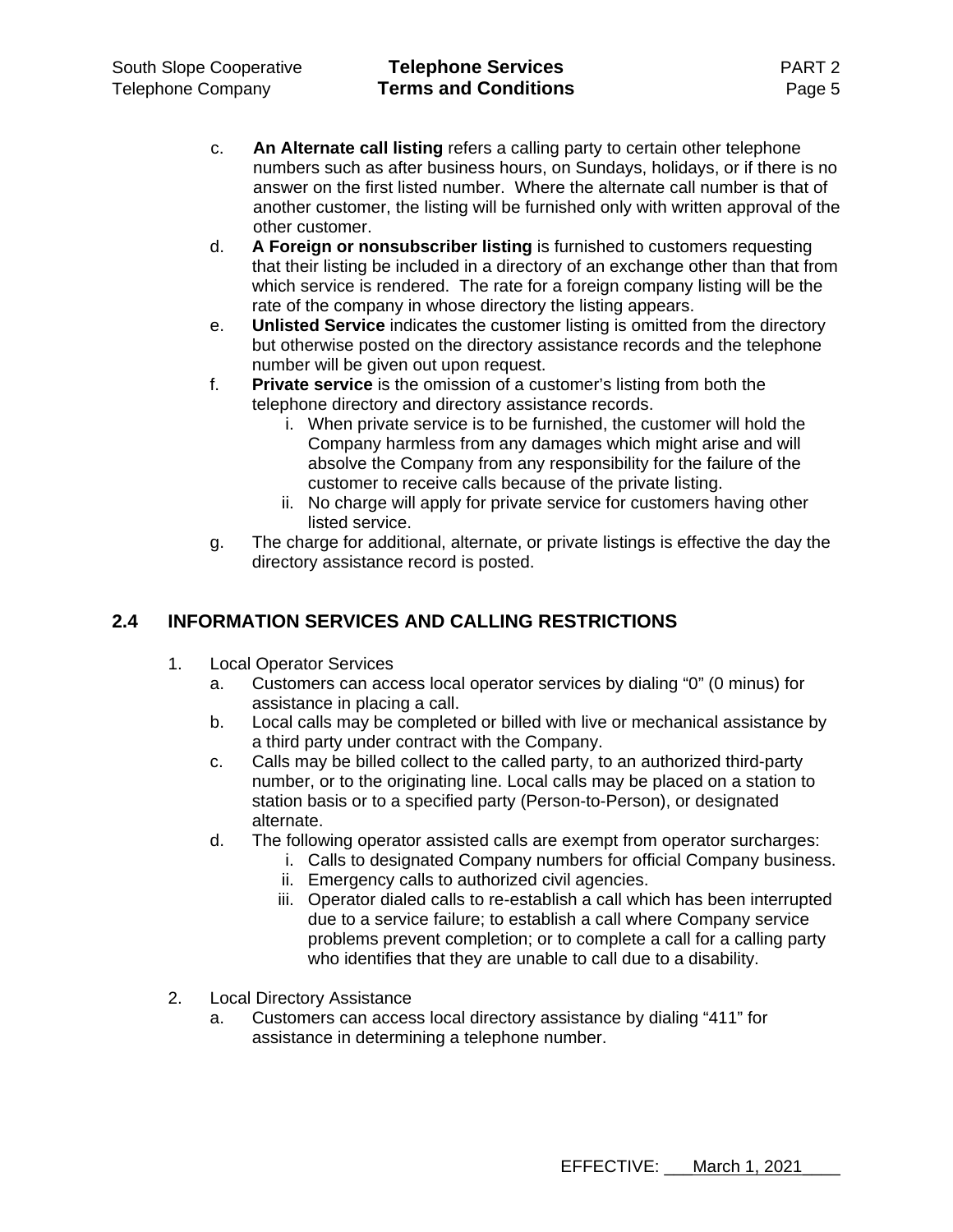c. **An Alternate call listing** refers a calling party to certain other telephone numbers such as after business hours, on Sundays, holidays, or if there is no answer on the first listed number. Where the alternate call number is that of another customer, the listing will be furnished only with written approval of the other customer.

d. **A Foreign or nonsubscriber listing** is furnished to customers requesting that their listing be included in a directory of an exchange other than that from which service is rendered. The rate for a foreign company listing will be the rate of the company in whose directory the listing appears.

e. **Unlisted Service** indicates the customer listing is omitted from the directory but otherwise posted on the directory assistance records and the telephone number will be given out upon request.

f. **Private service** is the omission of a customer's listing from both the telephone directory and directory assistance records.
   - i. When private service is to be furnished, the customer will hold the Company harmless from any damages which might arise and will absolve the Company from any responsibility for the failure of the customer to receive calls because of the private listing.
   - ii. No charge will apply for private service for customers having other listed service.

g. The charge for additional, alternate, or private listings is effective the day the directory assistance record is posted.

## 2.4 INFORMATION SERVICES AND CALLING RESTRICTIONS

1. Local Operator Services
   - a. Customers can access local operator services by dialing "0" (0 minus) for assistance in placing a call.
   - b. Local calls may be completed or billed with live or mechanical assistance by a third party under contract with the Company.
   - c. Calls may be billed collect to the called party, to an authorized third-party number, or to the originating line. Local calls may be placed on a station to station basis or to a specified party (Person-to-Person), or designated alternate.
   - d. The following operator assisted calls are exempt from operator surcharges:
     - i. Calls to designated Company numbers for official Company business.
     - ii. Emergency calls to authorized civil agencies.
     - iii. Operator dialed calls to re-establish a call which has been interrupted due to a service failure; to establish a call where Company service problems prevent completion; or to complete a call for a calling party who identifies that they are unable to call due to a disability.

2. Local Directory Assistance
   - a. Customers can access local directory assistance by dialing "411" for assistance in determining a telephone number.

EFFECTIVE: March 1, 2021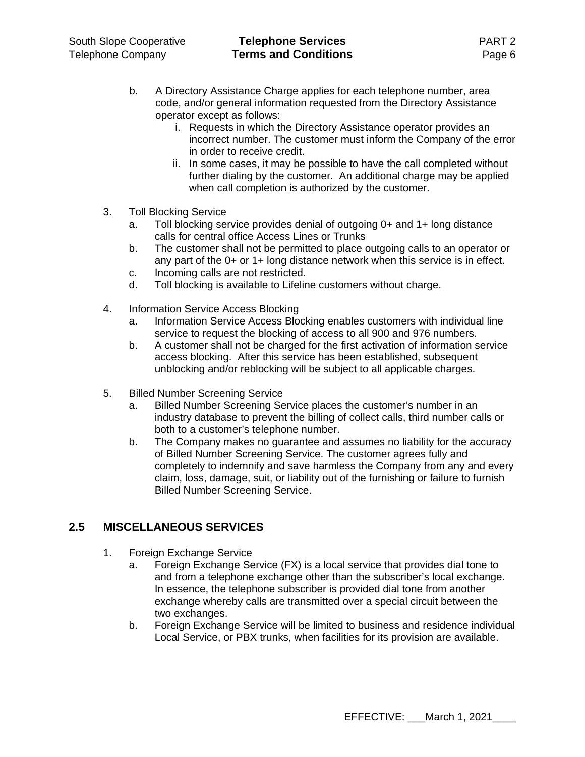b. A Directory Assistance Charge applies for each telephone number, area code, and/or general information requested from the Directory Assistance operator except as follows:
   i. Requests in which the Directory Assistance operator provides an incorrect number. The customer must inform the Company of the error in order to receive credit.
   ii. In some cases, it may be possible to have the call completed without further dialing by the customer. An additional charge may be applied when call completion is authorized by the customer.

3. Toll Blocking Service
   a. Toll blocking service provides denial of outgoing 0+ and 1+ long distance calls for central office Access Lines or Trunks
   b. The customer shall not be permitted to place outgoing calls to an operator or any part of the 0+ or 1+ long distance network when this service is in effect.
   c. Incoming calls are not restricted.
   d. Toll blocking is available to Lifeline customers without charge.

4. Information Service Access Blocking
   a. Information Service Access Blocking enables customers with individual line service to request the blocking of access to all 900 and 976 numbers.
   b. A customer shall not be charged for the first activation of information service access blocking. After this service has been established, subsequent unblocking and/or reblocking will be subject to all applicable charges.

5. Billed Number Screening Service
   a. Billed Number Screening Service places the customer's number in an industry database to prevent the billing of collect calls, third number calls or both to a customer's telephone number.
   b. The Company makes no guarantee and assumes no liability for the accuracy of Billed Number Screening Service. The customer agrees fully and completely to indemnify and save harmless the Company from any and every claim, loss, damage, suit, or liability out of the furnishing or failure to furnish Billed Number Screening Service.

## 2.5 MISCELLANEOUS SERVICES

1. <u>Foreign Exchange Service</u>
   a. Foreign Exchange Service (FX) is a local service that provides dial tone to and from a telephone exchange other than the subscriber's local exchange. In essence, the telephone subscriber is provided dial tone from another exchange whereby calls are transmitted over a special circuit between the two exchanges.
   b. Foreign Exchange Service will be limited to business and residence individual Local Service, or PBX trunks, when facilities for its provision are available.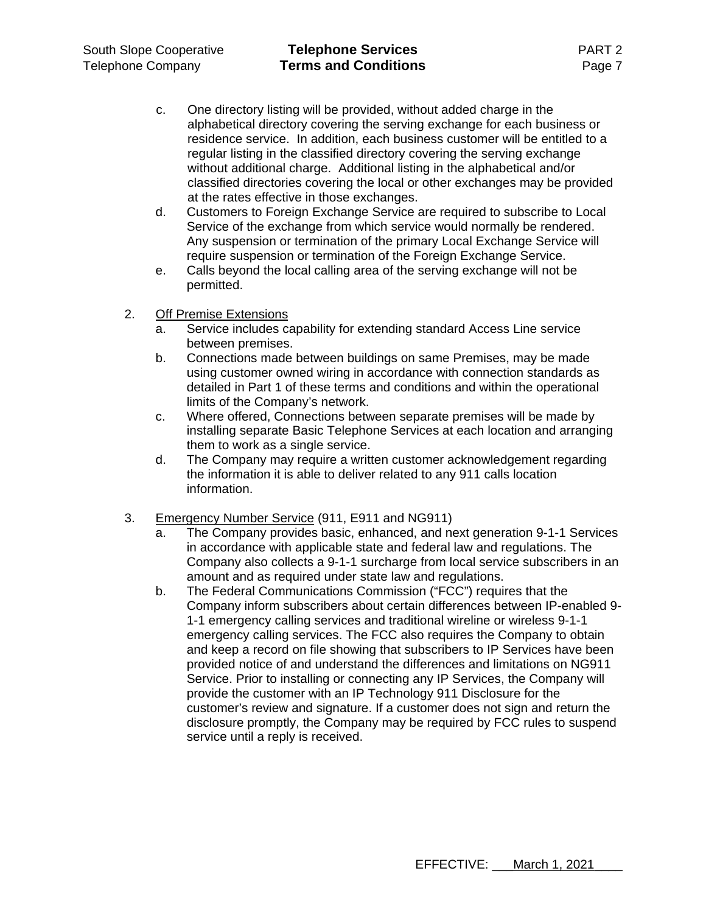c. One directory listing will be provided, without added charge in the alphabetical directory covering the serving exchange for each business or residence service. In addition, each business customer will be entitled to a regular listing in the classified directory covering the serving exchange without additional charge. Additional listing in the alphabetical and/or classified directories covering the local or other exchanges may be provided at the rates effective in those exchanges.

d. Customers to Foreign Exchange Service are required to subscribe to Local Service of the exchange from which service would normally be rendered. Any suspension or termination of the primary Local Exchange Service will require suspension or termination of the Foreign Exchange Service.

e. Calls beyond the local calling area of the serving exchange will not be permitted.

2. Off Premise Extensions

   a. Service includes capability for extending standard Access Line service between premises.

   b. Connections made between buildings on same Premises, may be made using customer owned wiring in accordance with connection standards as detailed in Part 1 of these terms and conditions and within the operational limits of the Company's network.

   c. Where offered, Connections between separate premises will be made by installing separate Basic Telephone Services at each location and arranging them to work as a single service.

   d. The Company may require a written customer acknowledgement regarding the information it is able to deliver related to any 911 calls location information.

3. Emergency Number Service (911, E911 and NG911)

   a. The Company provides basic, enhanced, and next generation 9-1-1 Services in accordance with applicable state and federal law and regulations. The Company also collects a 9-1-1 surcharge from local service subscribers in an amount and as required under state law and regulations.

   b. The Federal Communications Commission ("FCC") requires that the Company inform subscribers about certain differences between IP-enabled 9-1-1 emergency calling services and traditional wireline or wireless 9-1-1 emergency calling services. The FCC also requires the Company to obtain and keep a record on file showing that subscribers to IP Services have been provided notice of and understand the differences and limitations on NG911 Service. Prior to installing or connecting any IP Services, the Company will provide the customer with an IP Technology 911 Disclosure for the customer's review and signature. If a customer does not sign and return the disclosure promptly, the Company may be required by FCC rules to suspend service until a reply is received.

EFFECTIVE: March 1, 2021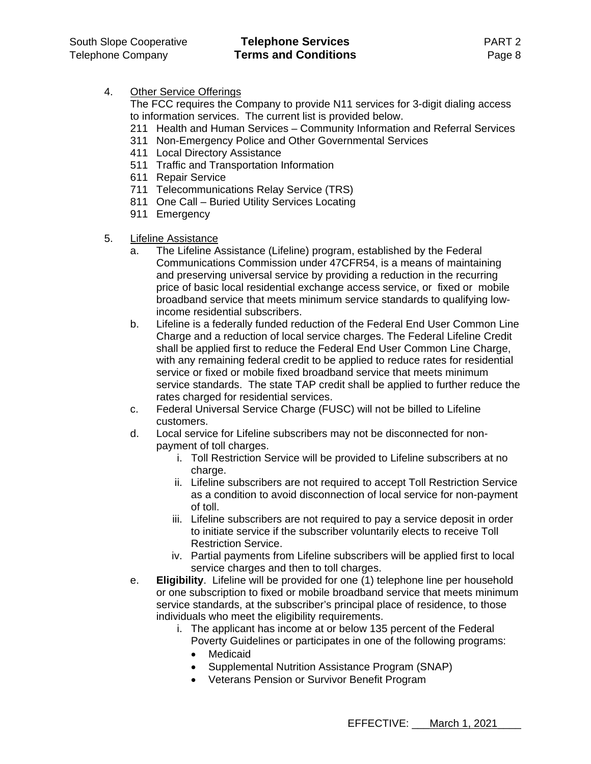4. <u>Other Service Offerings</u>

   The FCC requires the Company to provide N11 services for 3-digit dialing access to information services. The current list is provided below.

   211 Health and Human Services – Community Information and Referral Services
   311 Non-Emergency Police and Other Governmental Services
   411 Local Directory Assistance
   511 Traffic and Transportation Information
   611 Repair Service
   711 Telecommunications Relay Service (TRS)
   811 One Call – Buried Utility Services Locating
   911 Emergency

5. <u>Lifeline Assistance</u>

   a. The Lifeline Assistance (Lifeline) program, established by the Federal Communications Commission under 47CFR54, is a means of maintaining and preserving universal service by providing a reduction in the recurring price of basic local residential exchange access service, or fixed or mobile broadband service that meets minimum service standards to qualifying low-income residential subscribers.
   b. Lifeline is a federally funded reduction of the Federal End User Common Line Charge and a reduction of local service charges. The Federal Lifeline Credit shall be applied first to reduce the Federal End User Common Line Charge, with any remaining federal credit to be applied to reduce rates for residential service or fixed or mobile fixed broadband service that meets minimum service standards. The state TAP credit shall be applied to further reduce the rates charged for residential services.
   c. Federal Universal Service Charge (FUSC) will not be billed to Lifeline customers.
   d. Local service for Lifeline subscribers may not be disconnected for non-payment of toll charges.
      i. Toll Restriction Service will be provided to Lifeline subscribers at no charge.
      ii. Lifeline subscribers are not required to accept Toll Restriction Service as a condition to avoid disconnection of local service for non-payment of toll.
      iii. Lifeline subscribers are not required to pay a service deposit in order to initiate service if the subscriber voluntarily elects to receive Toll Restriction Service.
      iv. Partial payments from Lifeline subscribers will be applied first to local service charges and then to toll charges.
   e. **Eligibility**. Lifeline will be provided for one (1) telephone line per household or one subscription to fixed or mobile broadband service that meets minimum service standards, at the subscriber's principal place of residence, to those individuals who meet the eligibility requirements.
      i. The applicant has income at or below 135 percent of the Federal Poverty Guidelines or participates in one of the following programs:
         - Medicaid
         - Supplemental Nutrition Assistance Program (SNAP)
         - Veterans Pension or Survivor Benefit Program

EFFECTIVE: March 1, 2021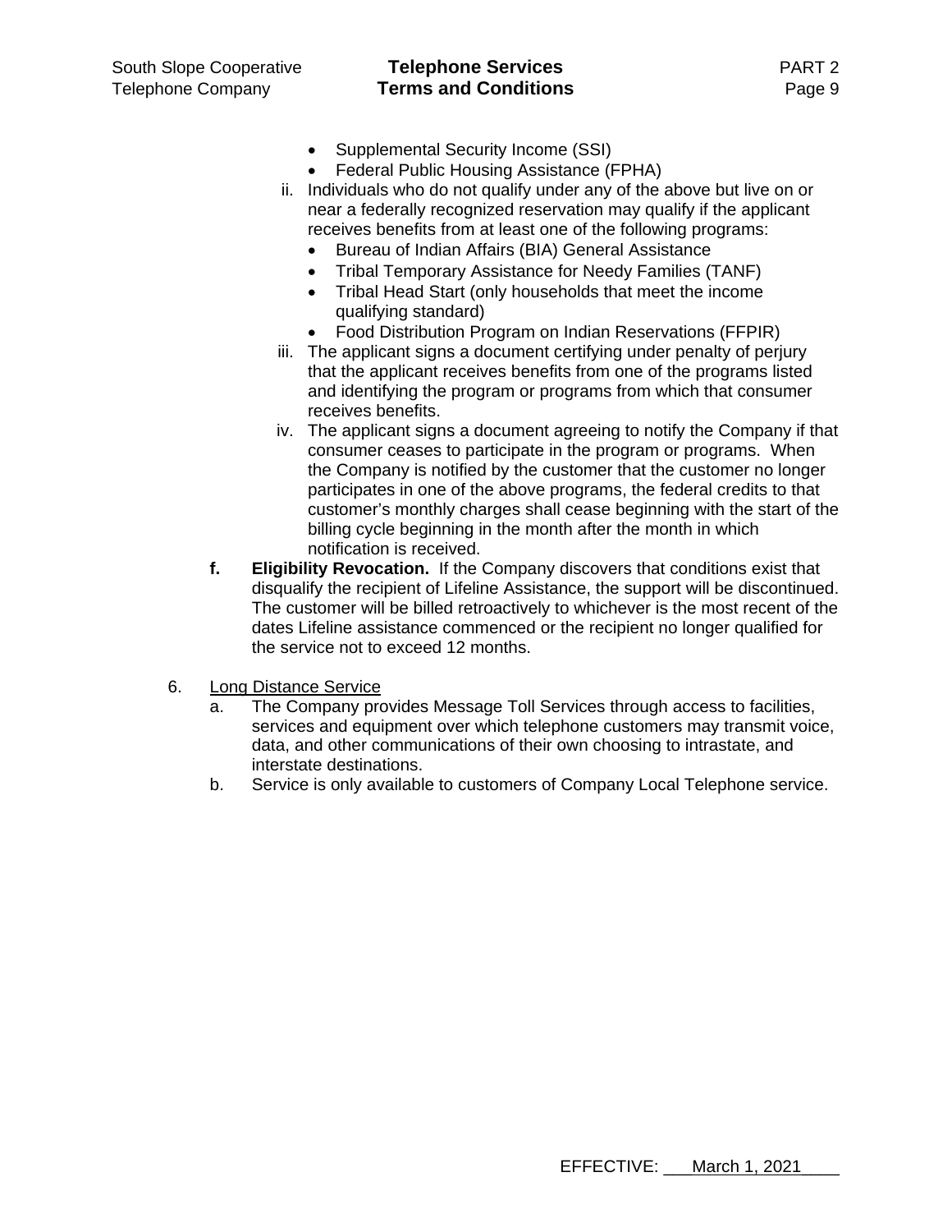- Supplemental Security Income (SSI)
- Federal Public Housing Assistance (FPHA)

ii. Individuals who do not qualify under any of the above but live on or near a federally recognized reservation may qualify if the applicant receives benefits from at least one of the following programs:
   - Bureau of Indian Affairs (BIA) General Assistance
   - Tribal Temporary Assistance for Needy Families (TANF)
   - Tribal Head Start (only households that meet the income qualifying standard)
   - Food Distribution Program on Indian Reservations (FFPIR)

iii. The applicant signs a document certifying under penalty of perjury that the applicant receives benefits from one of the programs listed and identifying the program or programs from which that consumer receives benefits.

iv. The applicant signs a document agreeing to notify the Company if that consumer ceases to participate in the program or programs. When the Company is notified by the customer that the customer no longer participates in one of the above programs, the federal credits to that customer's monthly charges shall cease beginning with the start of the billing cycle beginning in the month after the month in which notification is received.

**f. Eligibility Revocation.** If the Company discovers that conditions exist that disqualify the recipient of Lifeline Assistance, the support will be discontinued. The customer will be billed retroactively to whichever is the most recent of the dates Lifeline assistance commenced or the recipient no longer qualified for the service not to exceed 12 months.

6. Long Distance Service

   a. The Company provides Message Toll Services through access to facilities, services and equipment over which telephone customers may transmit voice, data, and other communications of their own choosing to intrastate, and interstate destinations.

   b. Service is only available to customers of Company Local Telephone service.

EFFECTIVE: March 1, 2021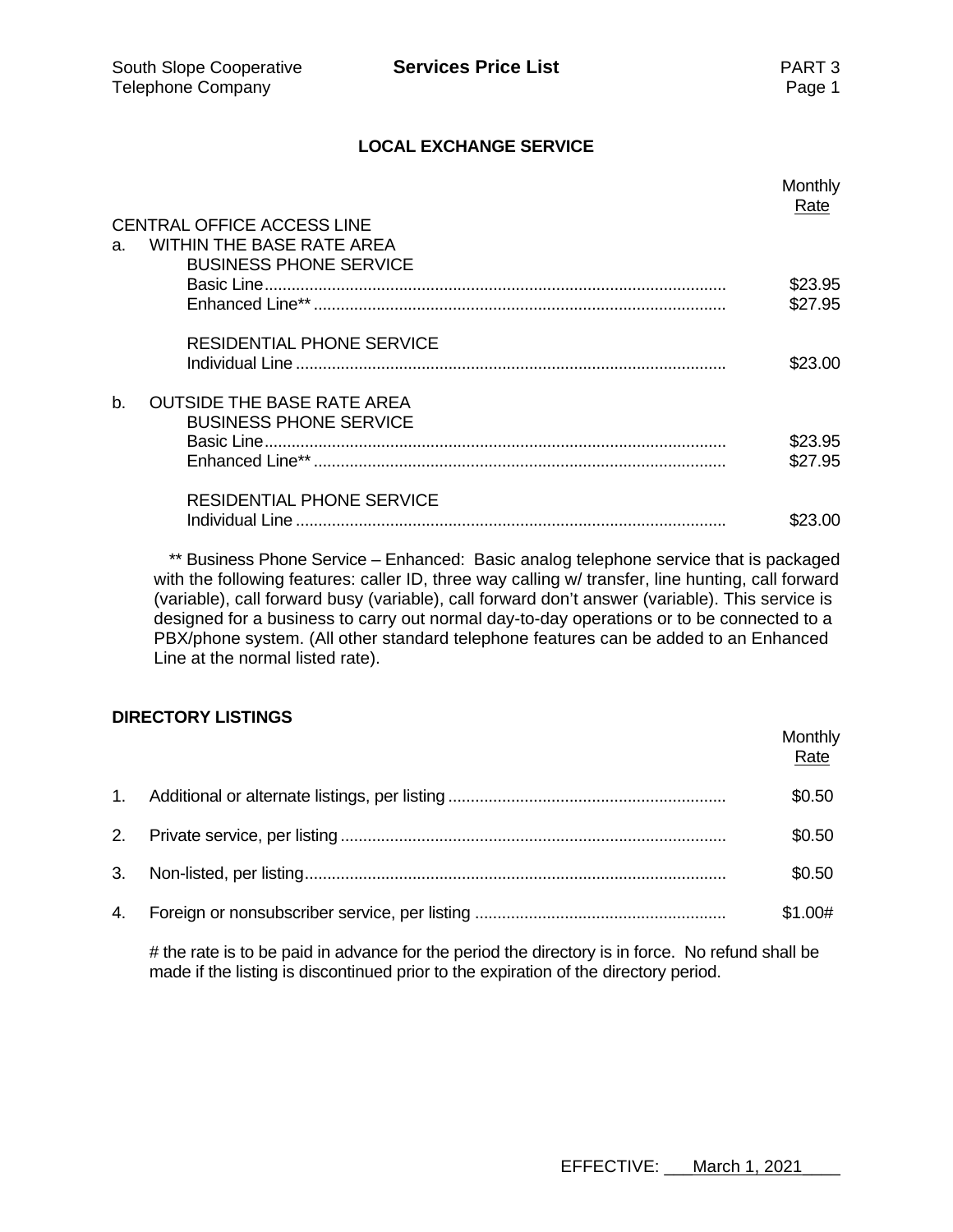## LOCAL EXCHANGE SERVICE

| | Monthly Rate |
|---|---|
| CENTRAL OFFICE ACCESS LINE | |
| a. WITHIN THE BASE RATE AREA | |
| BUSINESS PHONE SERVICE | |
| Basic Line | $23.95 |
| Enhanced Line** | $27.95 |
| RESIDENTIAL PHONE SERVICE | |
| Individual Line | $23.00 |
| b. OUTSIDE THE BASE RATE AREA | |
| BUSINESS PHONE SERVICE | |
| Basic Line | $23.95 |
| Enhanced Line** | $27.95 |
| RESIDENTIAL PHONE SERVICE | |
| Individual Line | $23.00 |

** Business Phone Service – Enhanced: Basic analog telephone service that is packaged with the following features: caller ID, three way calling w/ transfer, line hunting, call forward (variable), call forward busy (variable), call forward don't answer (variable). This service is designed for a business to carry out normal day-to-day operations or to be connected to a PBX/phone system. (All other standard telephone features can be added to an Enhanced Line at the normal listed rate).

## DIRECTORY LISTINGS

| | | Monthly Rate |
|---|---|---|
| 1. | Additional or alternate listings, per listing | $0.50 |
| 2. | Private service, per listing | $0.50 |
| 3. | Non-listed, per listing | $0.50 |
| 4. | Foreign or nonsubscriber service, per listing | $1.00# |

# the rate is to be paid in advance for the period the directory is in force. No refund shall be made if the listing is discontinued prior to the expiration of the directory period.

EFFECTIVE: March 1, 2021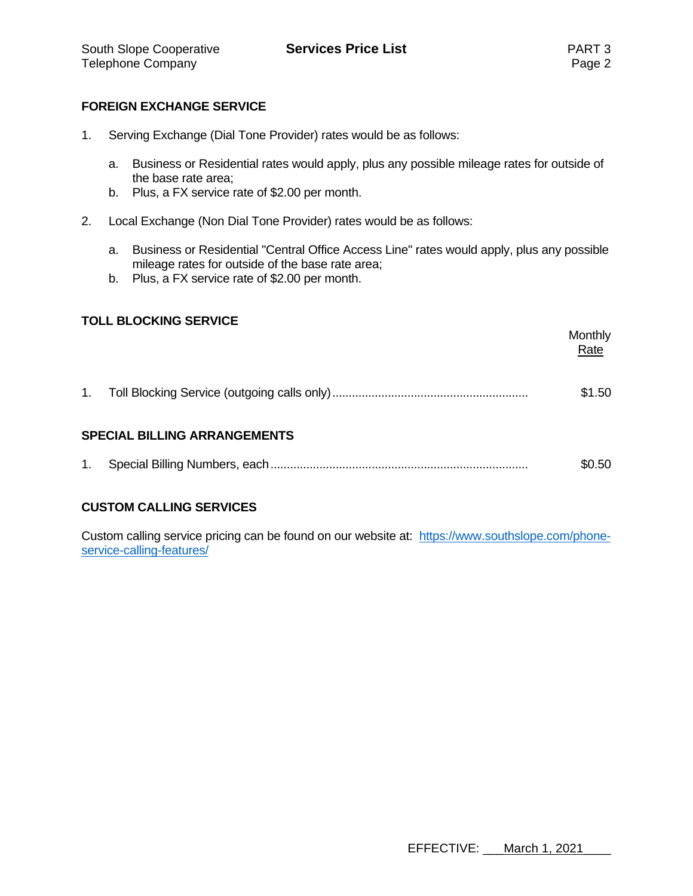## FOREIGN EXCHANGE SERVICE

1. Serving Exchange (Dial Tone Provider) rates would be as follows:

   a. Business or Residential rates would apply, plus any possible mileage rates for outside of the base rate area;
   b. Plus, a FX service rate of $2.00 per month.

2. Local Exchange (Non Dial Tone Provider) rates would be as follows:

   a. Business or Residential "Central Office Access Line" rates would apply, plus any possible mileage rates for outside of the base rate area;
   b. Plus, a FX service rate of $2.00 per month.

## TOLL BLOCKING SERVICE

| | Monthly Rate |
|---|---|
| 1. Toll Blocking Service (outgoing calls only) | $1.50 |

## SPECIAL BILLING ARRANGEMENTS

| | |
|---|---|
| 1. Special Billing Numbers, each | $0.50 |

## CUSTOM CALLING SERVICES

Custom calling service pricing can be found on our website at: https://www.southslope.com/phone-service-calling-features/

EFFECTIVE: March 1, 2021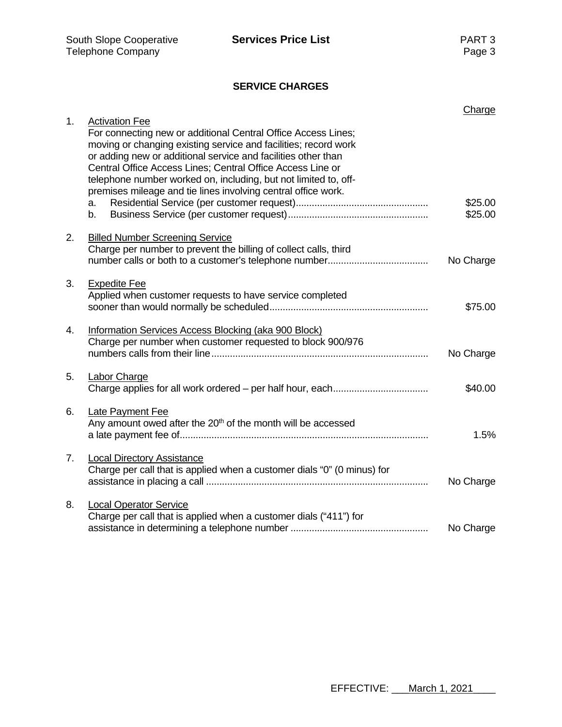## SERVICE CHARGES

| | | Charge |
|---|---|---|
| 1. | <u>Activation Fee</u><br>For connecting new or additional Central Office Access Lines; moving or changing existing service and facilities; record work or adding new or additional service and facilities other than Central Office Access Lines; Central Office Access Line or telephone number worked on, including, but not limited to, off-premises mileage and tie lines involving central office work. | |
| | a. Residential Service (per customer request) | $25.00 |
| | b. Business Service (per customer request) | $25.00 |
| 2. | <u>Billed Number Screening Service</u><br>Charge per number to prevent the billing of collect calls, third number calls or both to a customer's telephone number | No Charge |
| 3. | <u>Expedite Fee</u><br>Applied when customer requests to have service completed sooner than would normally be scheduled | $75.00 |
| 4. | <u>Information Services Access Blocking (aka 900 Block)</u><br>Charge per number when customer requested to block 900/976 numbers calls from their line | No Charge |
| 5. | <u>Labor Charge</u><br>Charge applies for all work ordered – per half hour, each | $40.00 |
| 6. | <u>Late Payment Fee</u><br>Any amount owed after the 20th of the month will be accessed a late payment fee of | 1.5% |
| 7. | <u>Local Directory Assistance</u><br>Charge per call that is applied when a customer dials "0" (0 minus) for assistance in placing a call | No Charge |
| 8. | <u>Local Operator Service</u><br>Charge per call that is applied when a customer dials ("411") for assistance in determining a telephone number | No Charge |

EFFECTIVE: March 1, 2021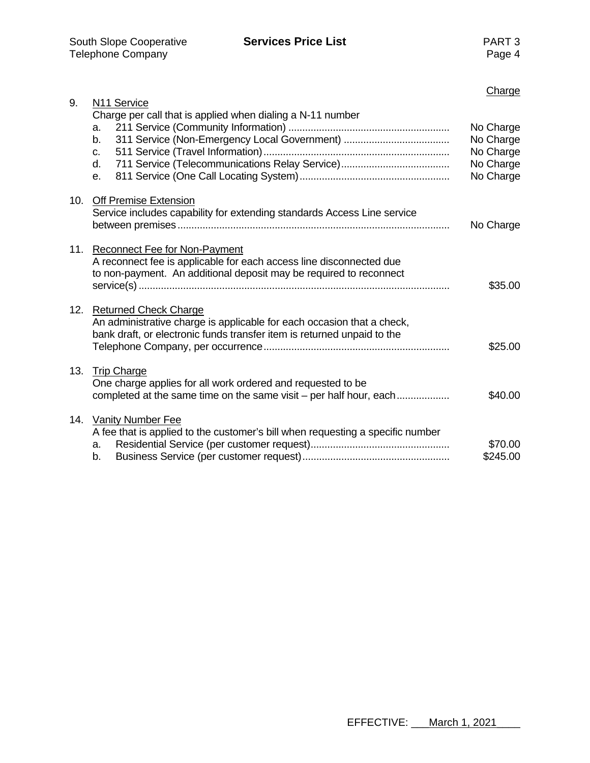| | | Charge |
|---|---|---|
| 9. | N11 Service<br>Charge per call that is applied when dialing a N-11 number | |
| | a. 211 Service (Community Information) | No Charge |
| | b. 311 Service (Non-Emergency Local Government) | No Charge |
| | c. 511 Service (Travel Information) | No Charge |
| | d. 711 Service (Telecommunications Relay Service) | No Charge |
| | e. 811 Service (One Call Locating System) | No Charge |
| 10. | Off Premise Extension<br>Service includes capability for extending standards Access Line service between premises | No Charge |
| 11. | Reconnect Fee for Non-Payment<br>A reconnect fee is applicable for each access line disconnected due to non-payment. An additional deposit may be required to reconnect service(s) | $35.00 |
| 12. | Returned Check Charge<br>An administrative charge is applicable for each occasion that a check, bank draft, or electronic funds transfer item is returned unpaid to the Telephone Company, per occurrence | $25.00 |
| 13. | Trip Charge<br>One charge applies for all work ordered and requested to be completed at the same time on the same visit – per half hour, each | $40.00 |
| 14. | Vanity Number Fee<br>A fee that is applied to the customer's bill when requesting a specific number | |
| | a. Residential Service (per customer request) | $70.00 |
| | b. Business Service (per customer request) | $245.00 |

EFFECTIVE: March 1, 2021